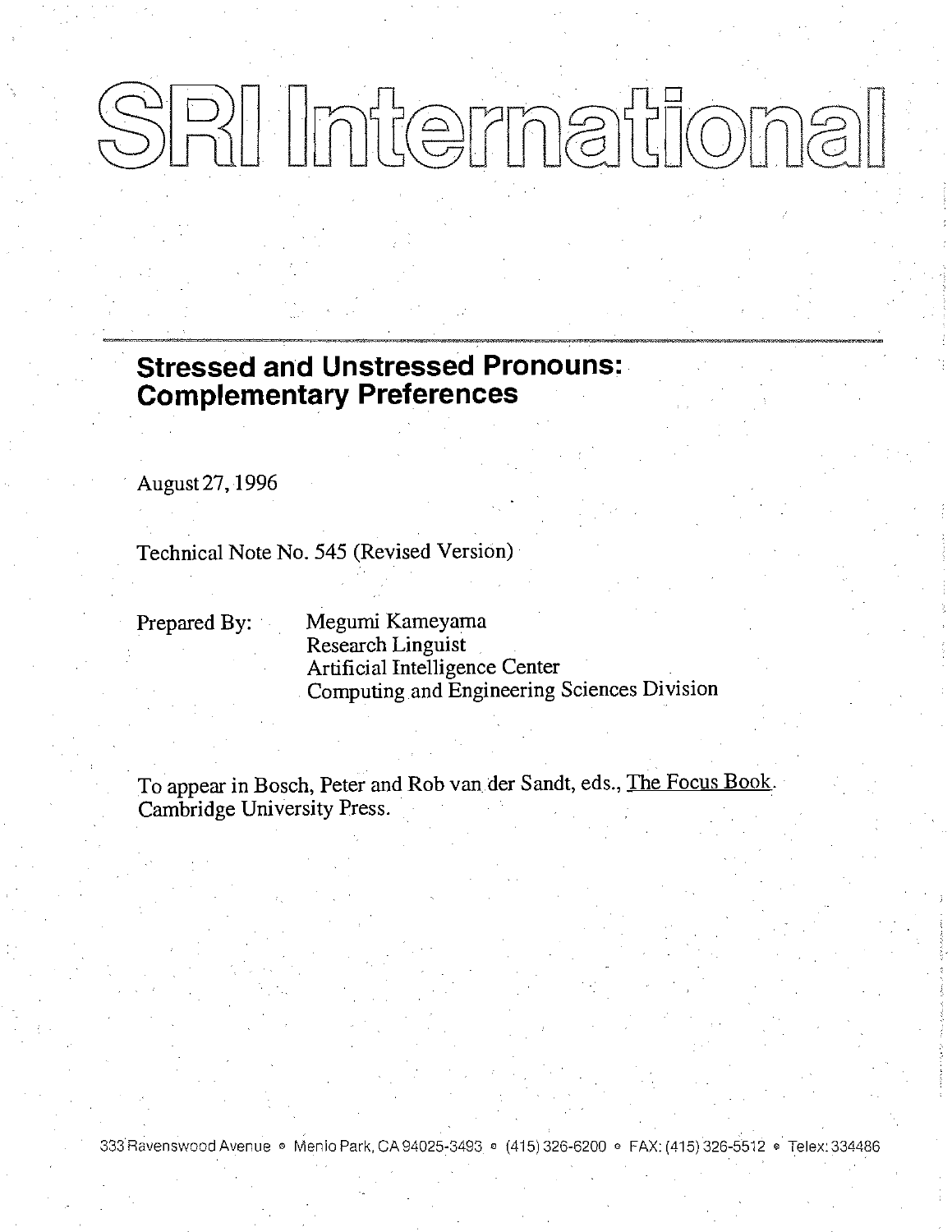# SRI International

## Stressed and Unstressed Pronouns: Complementary Preferences

August 27, 1996

Technical Note No. 545 (Revised Version)

Prepared By: Megumi Kameyama
Research Linguist
Artificial Intelligence Center
Computing and Engineering Sciences Division

To appear in Bosch, Peter and Rob van der Sandt, eds., The Focus Book. Cambridge University Press.

333 Ravenswood Avenue • Menlo Park, CA 94025-3493 • (415) 326-6200 • FAX: (415) 326-5512 • Telex: 334486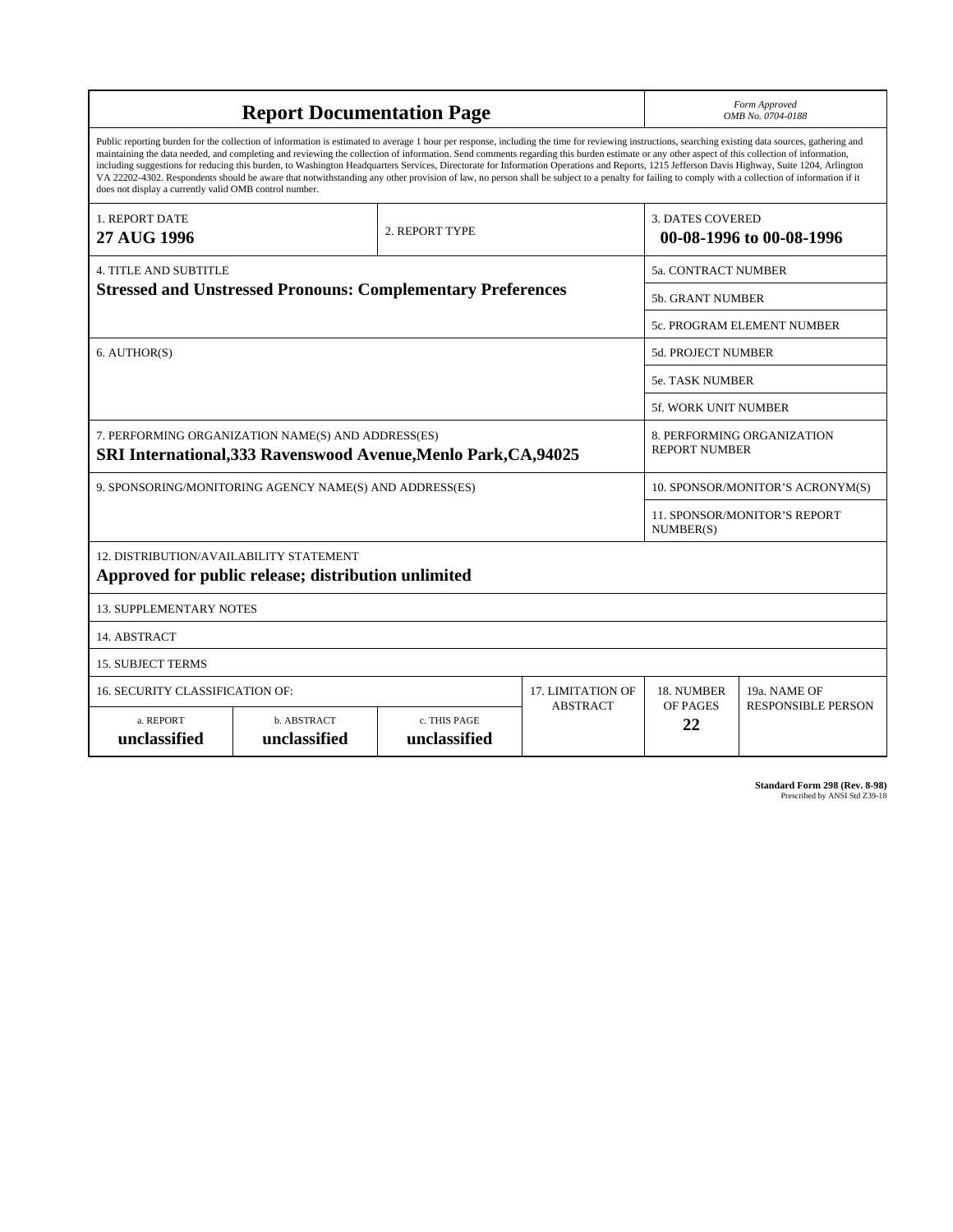# Report Documentation Page

*Form Approved*
*OMB No. 0704-0188*

Public reporting burden for the collection of information is estimated to average 1 hour per response, including the time for reviewing instructions, searching existing data sources, gathering and maintaining the data needed, and completing and reviewing the collection of information. Send comments regarding this burden estimate or any other aspect of this collection of information, including suggestions for reducing this burden, to Washington Headquarters Services, Directorate for Information Operations and Reports, 1215 Jefferson Davis Highway, Suite 1204, Arlington VA 22202-4302. Respondents should be aware that notwithstanding any other provision of law, no person shall be subject to a penalty for failing to comply with a collection of information if it does not display a currently valid OMB control number.

| | | |
|---|---|---|
| 1. REPORT DATE<br>**27 AUG 1996** | 2. REPORT TYPE | 3. DATES COVERED<br>**00-08-1996 to 00-08-1996** |
| 4. TITLE AND SUBTITLE<br>**Stressed and Unstressed Pronouns: Complementary Preferences** | | 5a. CONTRACT NUMBER |
| | | 5b. GRANT NUMBER |
| | | 5c. PROGRAM ELEMENT NUMBER |
| 6. AUTHOR(S) | | 5d. PROJECT NUMBER |
| | | 5e. TASK NUMBER |
| | | 5f. WORK UNIT NUMBER |
| 7. PERFORMING ORGANIZATION NAME(S) AND ADDRESS(ES)<br>**SRI International,333 Ravenswood Avenue,Menlo Park,CA,94025** | | 8. PERFORMING ORGANIZATION REPORT NUMBER |
| 9. SPONSORING/MONITORING AGENCY NAME(S) AND ADDRESS(ES) | | 10. SPONSOR/MONITOR'S ACRONYM(S) |
| | | 11. SPONSOR/MONITOR'S REPORT NUMBER(S) |

12. DISTRIBUTION/AVAILABILITY STATEMENT
**Approved for public release; distribution unlimited**

13. SUPPLEMENTARY NOTES

14. ABSTRACT

15. SUBJECT TERMS

| 16. SECURITY CLASSIFICATION OF: | | | 17. LIMITATION OF ABSTRACT | 18. NUMBER OF PAGES | 19a. NAME OF RESPONSIBLE PERSON |
|---|---|---|---|---|---|
| a. REPORT<br>**unclassified** | b. ABSTRACT<br>**unclassified** | c. THIS PAGE<br>**unclassified** | | **22** | |

**Standard Form 298 (Rev. 8-98)**
Prescribed by ANSI Std Z39-18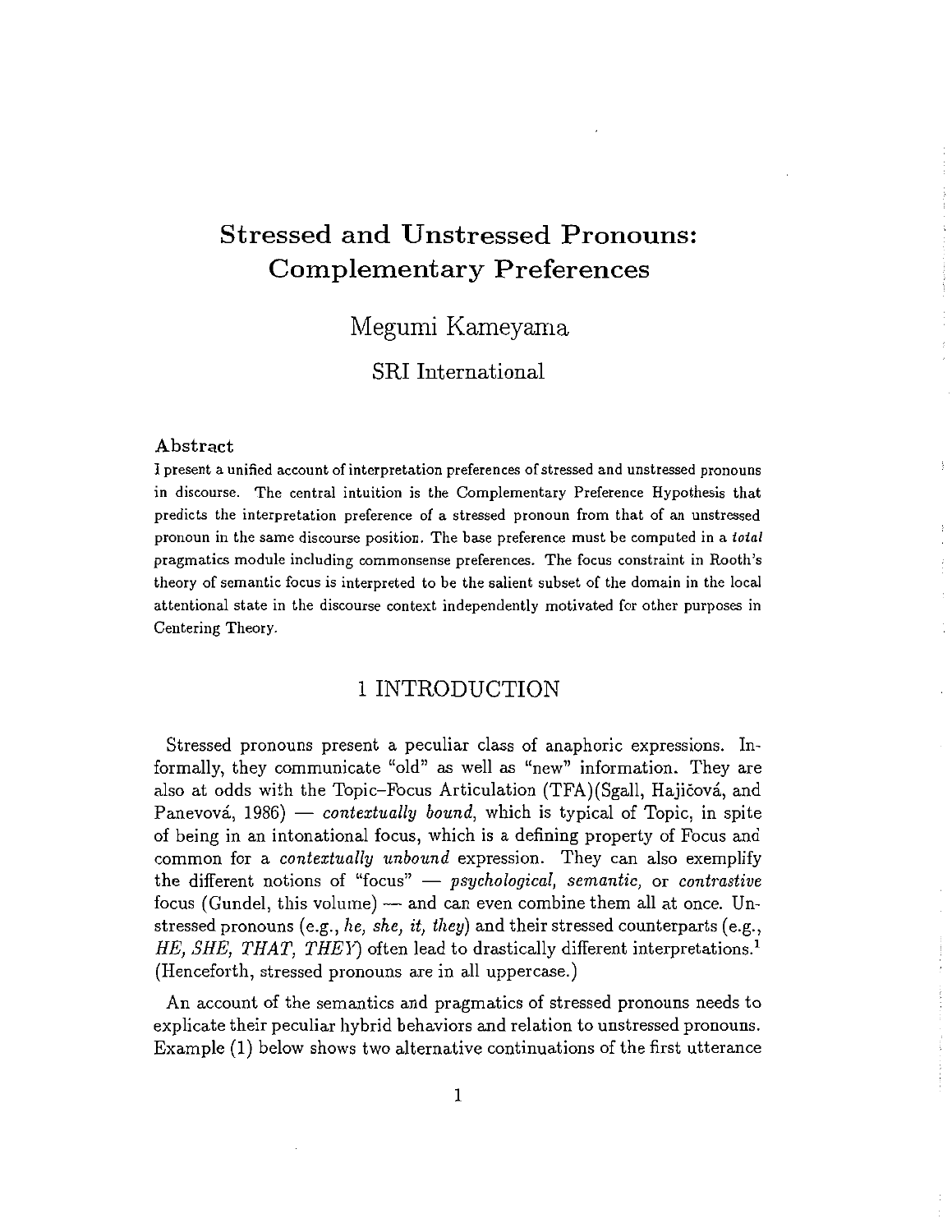# Stressed and Unstressed Pronouns: Complementary Preferences

Megumi Kameyama

SRI International

### Abstract

I present a unified account of interpretation preferences of stressed and unstressed pronouns in discourse. The central intuition is the Complementary Preference Hypothesis that predicts the interpretation preference of a stressed pronoun from that of an unstressed pronoun in the same discourse position. The base preference must be computed in a *total* pragmatics module including commonsense preferences. The focus constraint in Rooth's theory of semantic focus is interpreted to be the salient subset of the domain in the local attentional state in the discourse context independently motivated for other purposes in Centering Theory.

## 1 INTRODUCTION

Stressed pronouns present a peculiar class of anaphoric expressions. Informally, they communicate "old" as well as "new" information. They are also at odds with the Topic–Focus Articulation (TFA)(Sgall, Hajičová, and Panevová, 1986) — *contextually bound*, which is typical of Topic, in spite of being in an intonational focus, which is a defining property of Focus and common for a *contextually unbound* expression. They can also exemplify the different notions of "focus" — *psychological, semantic,* or *contrastive* focus (Gundel, this volume) — and can even combine them all at once. Unstressed pronouns (e.g., *he, she, it, they*) and their stressed counterparts (e.g., *HE, SHE, THAT, THEY*) often lead to drastically different interpretations.[1] (Henceforth, stressed pronouns are in all uppercase.)

An account of the semantics and pragmatics of stressed pronouns needs to explicate their peculiar hybrid behaviors and relation to unstressed pronouns. Example (1) below shows two alternative continuations of the first utterance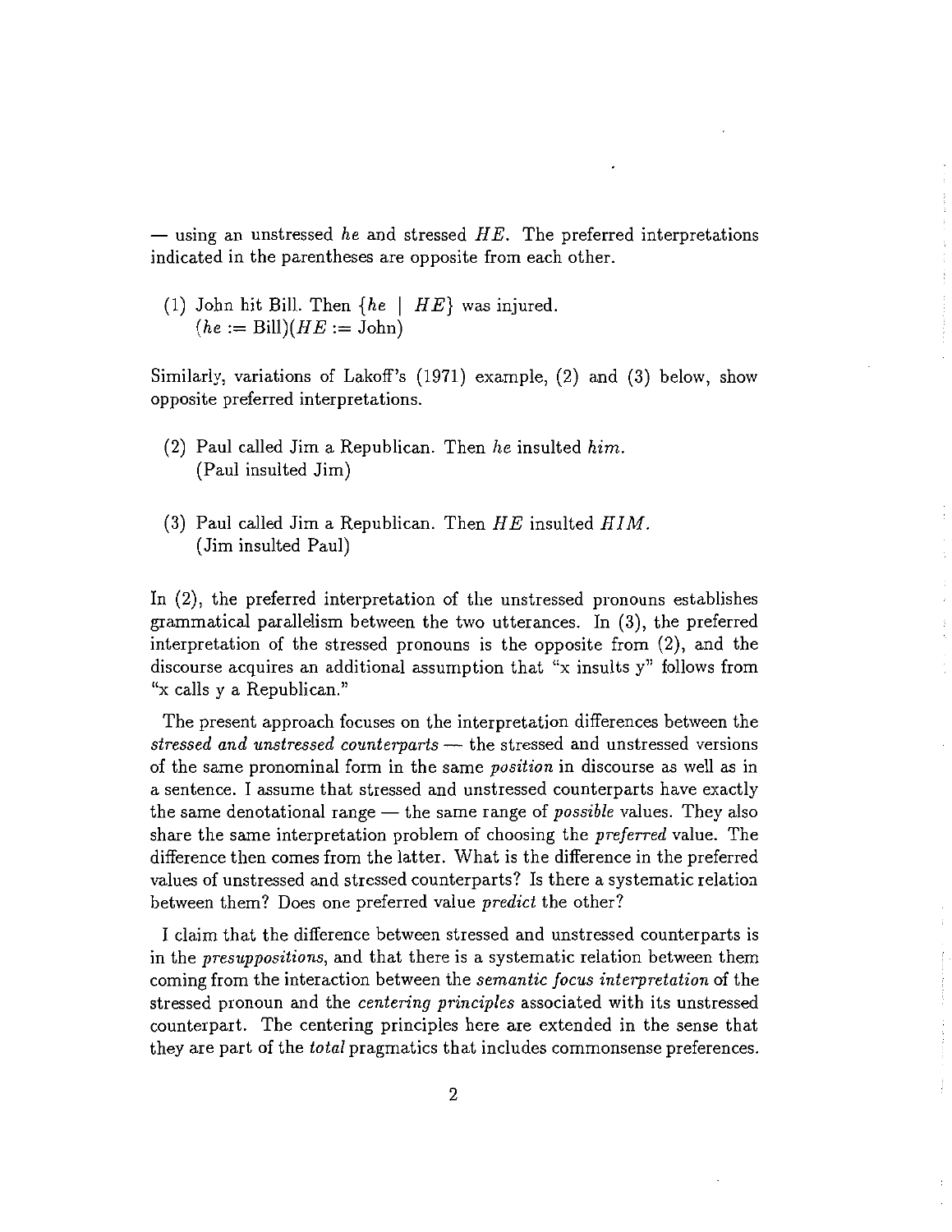— using an unstressed *he* and stressed *HE*. The preferred interpretations indicated in the parentheses are opposite from each other.

(1) John hit Bill. Then {*he* | *HE*} was injured.
  (*he* := Bill)(*HE* := John)

Similarly, variations of Lakoff's (1971) example, (2) and (3) below, show opposite preferred interpretations.

(2) Paul called Jim a Republican. Then *he* insulted *him*.
  (Paul insulted Jim)

(3) Paul called Jim a Republican. Then *HE* insulted *HIM*.
  (Jim insulted Paul)

In (2), the preferred interpretation of the unstressed pronouns establishes grammatical parallelism between the two utterances. In (3), the preferred interpretation of the stressed pronouns is the opposite from (2), and the discourse acquires an additional assumption that "x insults y" follows from "x calls y a Republican."

The present approach focuses on the interpretation differences between the *stressed and unstressed counterparts* — the stressed and unstressed versions of the same pronominal form in the same *position* in discourse as well as in a sentence. I assume that stressed and unstressed counterparts have exactly the same denotational range — the same range of *possible* values. They also share the same interpretation problem of choosing the *preferred* value. The difference then comes from the latter. What is the difference in the preferred values of unstressed and stressed counterparts? Is there a systematic relation between them? Does one preferred value *predict* the other?

I claim that the difference between stressed and unstressed counterparts is in the *presuppositions*, and that there is a systematic relation between them coming from the interaction between the *semantic focus interpretation* of the stressed pronoun and the *centering principles* associated with its unstressed counterpart. The centering principles here are extended in the sense that they are part of the *total* pragmatics that includes commonsense preferences.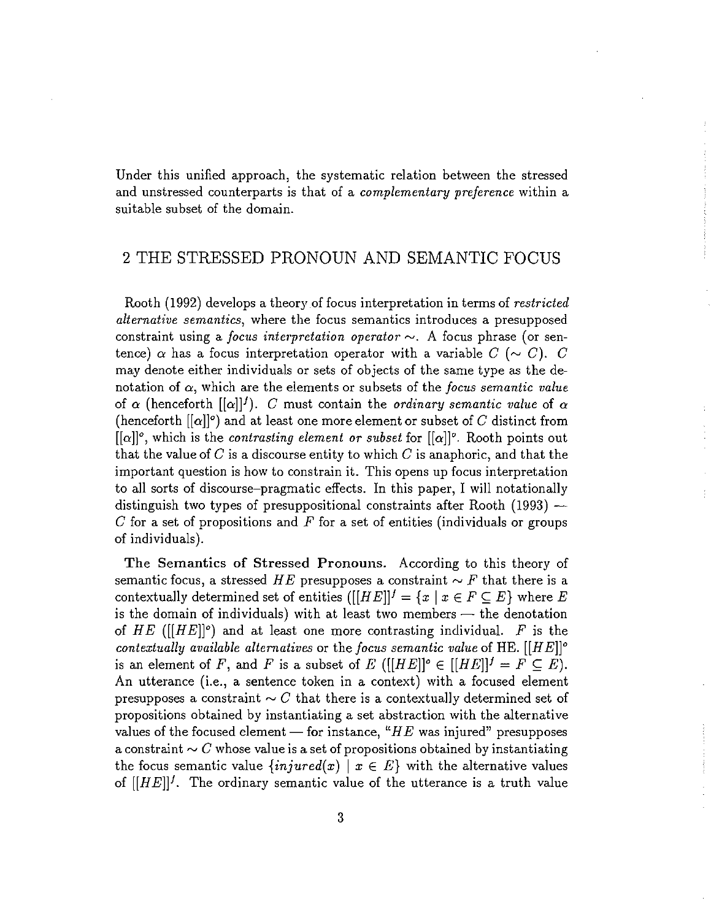Under this unified approach, the systematic relation between the stressed and unstressed counterparts is that of a *complementary preference* within a suitable subset of the domain.

## 2 THE STRESSED PRONOUN AND SEMANTIC FOCUS

Rooth (1992) develops a theory of focus interpretation in terms of *restricted alternative semantics*, where the focus semantics introduces a presupposed constraint using a *focus interpretation operator* $\sim$. A focus phrase (or sentence) $\alpha$ has a focus interpretation operator with a variable $C$ ($\sim C$). $C$ may denote either individuals or sets of objects of the same type as the denotation of $\alpha$, which are the elements or subsets of the *focus semantic value* of $\alpha$ (henceforth $[[\alpha]]^f$). $C$ must contain the *ordinary semantic value* of $\alpha$ (henceforth $[[\alpha]]^o$) and at least one more element or subset of $C$ distinct from $[[\alpha]]^o$, which is the *contrasting element or subset* for $[[\alpha]]^o$. Rooth points out that the value of $C$ is a discourse entity to which $C$ is anaphoric, and that the important question is how to constrain it. This opens up focus interpretation to all sorts of discourse–pragmatic effects. In this paper, I will notationally distinguish two types of presuppositional constraints after Rooth (1993) — $C$ for a set of propositions and $F$ for a set of entities (individuals or groups of individuals).

**The Semantics of Stressed Pronouns.** According to this theory of semantic focus, a stressed $HE$ presupposes a constraint $\sim F$ that there is a contextually determined set of entities ($[[HE]]^f = \{x \mid x \in F \subseteq E\}$ where $E$ is the domain of individuals) with at least two members — the denotation of $HE$ ($[[HE]]^o$) and at least one more contrasting individual. $F$ is the *contextually available alternatives* or the *focus semantic value* of HE. $[[HE]]^o$ is an element of $F$, and $F$ is a subset of $E$ ($[[HE]]^o \in [[HE]]^f = F \subseteq E$). An utterance (i.e., a sentence token in a context) with a focused element presupposes a constraint $\sim C$ that there is a contextually determined set of propositions obtained by instantiating a set abstraction with the alternative values of the focused element — for instance, "$HE$ was injured" presupposes a constraint $\sim C$ whose value is a set of propositions obtained by instantiating the focus semantic value $\{injured(x) \mid x \in E\}$ with the alternative values of $[[HE]]^f$. The ordinary semantic value of the utterance is a truth value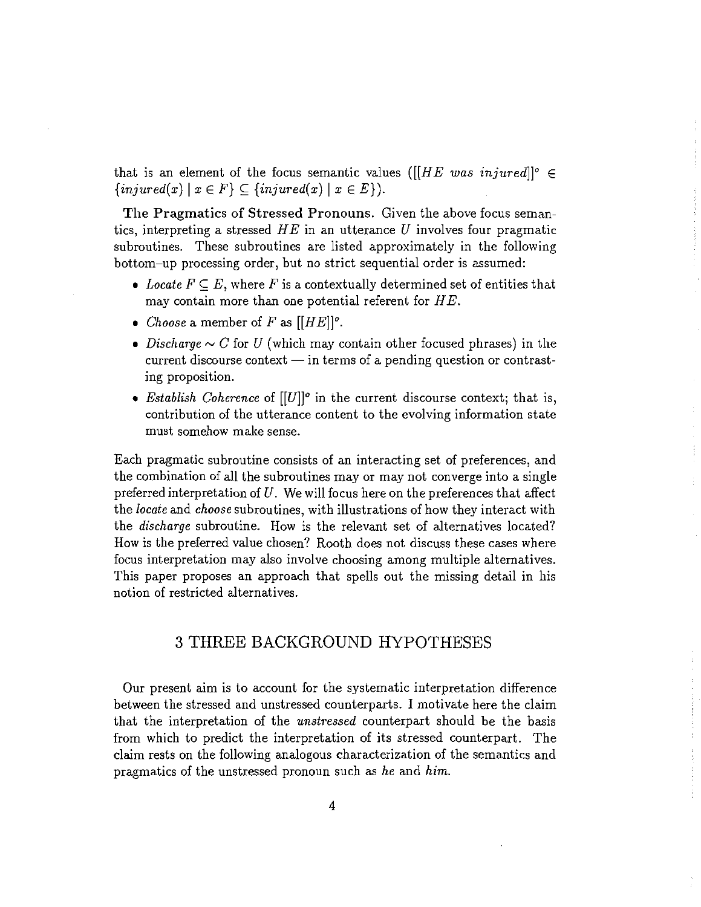that is an element of the focus semantic values ($[[HE\ was\ injured]]^o \in \{injured(x) \mid x \in F\} \subseteq \{injured(x) \mid x \in E\}$).

**The Pragmatics of Stressed Pronouns.** Given the above focus semantics, interpreting a stressed $HE$ in an utterance $U$ involves four pragmatic subroutines. These subroutines are listed approximately in the following bottom–up processing order, but no strict sequential order is assumed:

- *Locate* $F \subseteq E$, where $F$ is a contextually determined set of entities that may contain more than one potential referent for $HE$.
- *Choose* a member of $F$ as $[[HE]]^o$.
- *Discharge* $\sim C$ for $U$ (which may contain other focused phrases) in the current discourse context — in terms of a pending question or contrasting proposition.
- *Establish Coherence* of $[[U]]^o$ in the current discourse context; that is, contribution of the utterance content to the evolving information state must somehow make sense.

Each pragmatic subroutine consists of an interacting set of preferences, and the combination of all the subroutines may or may not converge into a single preferred interpretation of $U$. We will focus here on the preferences that affect the *locate* and *choose* subroutines, with illustrations of how they interact with the *discharge* subroutine. How is the relevant set of alternatives located? How is the preferred value chosen? Rooth does not discuss these cases where focus interpretation may also involve choosing among multiple alternatives. This paper proposes an approach that spells out the missing detail in his notion of restricted alternatives.

## 3 THREE BACKGROUND HYPOTHESES

Our present aim is to account for the systematic interpretation difference between the stressed and unstressed counterparts. I motivate here the claim that the interpretation of the *unstressed* counterpart should be the basis from which to predict the interpretation of its stressed counterpart. The claim rests on the following analogous characterization of the semantics and pragmatics of the unstressed pronoun such as *he* and *him*.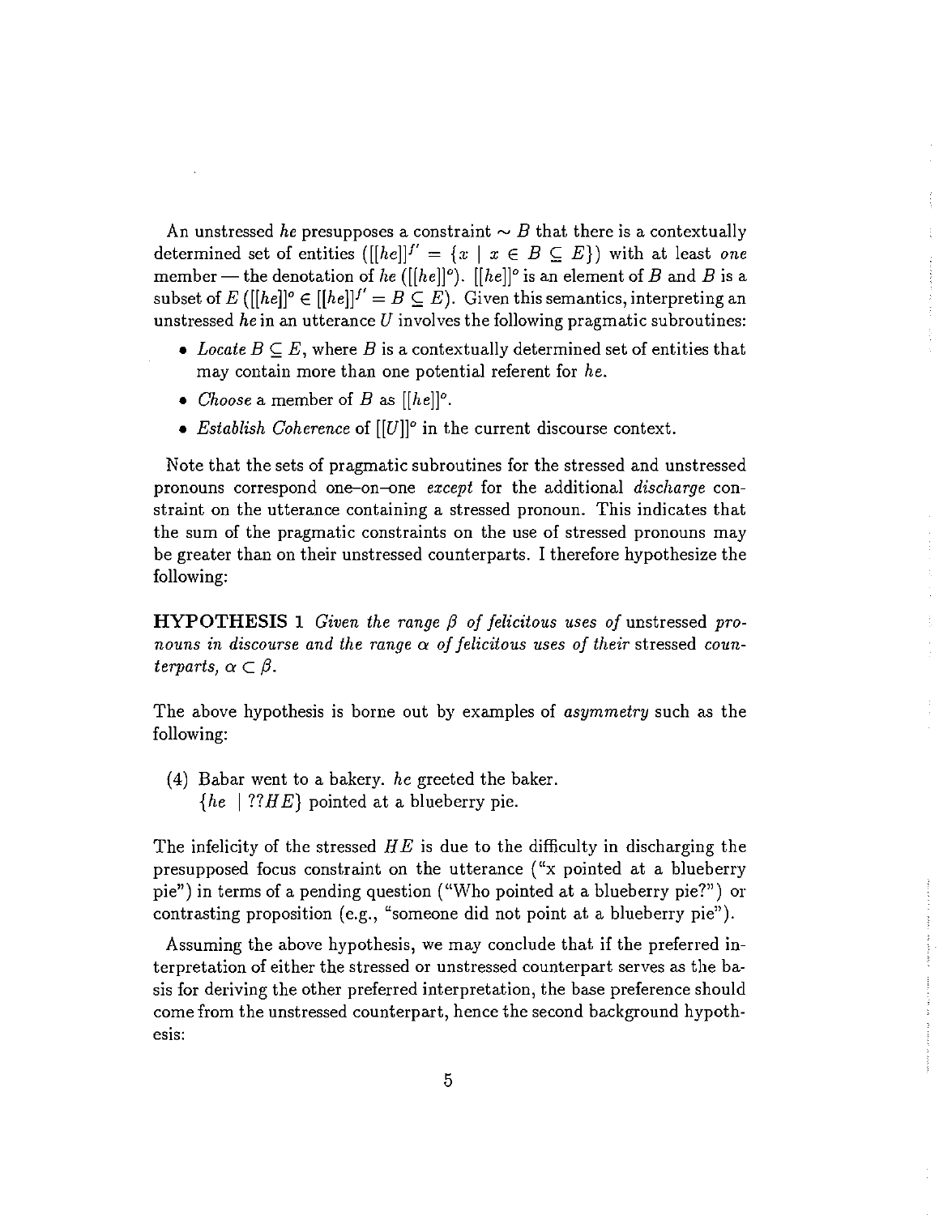An unstressed *he* presupposes a constraint $\sim B$ that there is a contextually determined set of entities ($[[he]]^{f'} = \{x \mid x \in B \subseteq E\}$) with at least *one* member — the denotation of *he* ($[[he]]^o$). $[[he]]^o$ is an element of $B$ and $B$ is a subset of $E$ ($[[he]]^o \in [[he]]^{f'} = B \subseteq E$). Given this semantics, interpreting an unstressed *he* in an utterance $U$ involves the following pragmatic subroutines:

- *Locate* $B \subseteq E$, where $B$ is a contextually determined set of entities that may contain more than one potential referent for *he*.
- *Choose* a member of $B$ as $[[he]]^o$.
- *Establish Coherence* of $[[U]]^o$ in the current discourse context.

Note that the sets of pragmatic subroutines for the stressed and unstressed pronouns correspond one–on–one *except* for the additional *discharge* constraint on the utterance containing a stressed pronoun. This indicates that the sum of the pragmatic constraints on the use of stressed pronouns may be greater than on their unstressed counterparts. I therefore hypothesize the following:

**HYPOTHESIS 1** *Given the range $\beta$ of felicitous uses of* unstressed *pronouns in discourse and the range $\alpha$ of felicitous uses of their* stressed *counterparts, $\alpha \subset \beta$.*

The above hypothesis is borne out by examples of *asymmetry* such as the following:

(4) Babar went to a bakery. *he* greeted the baker.
  {*he* | ??*HE*} pointed at a blueberry pie.

The infelicity of the stressed *HE* is due to the difficulty in discharging the presupposed focus constraint on the utterance ("x pointed at a blueberry pie") in terms of a pending question ("Who pointed at a blueberry pie?") or contrasting proposition (e.g., "someone did not point at a blueberry pie").

Assuming the above hypothesis, we may conclude that if the preferred interpretation of either the stressed or unstressed counterpart serves as the basis for deriving the other preferred interpretation, the base preference should come from the unstressed counterpart, hence the second background hypothesis: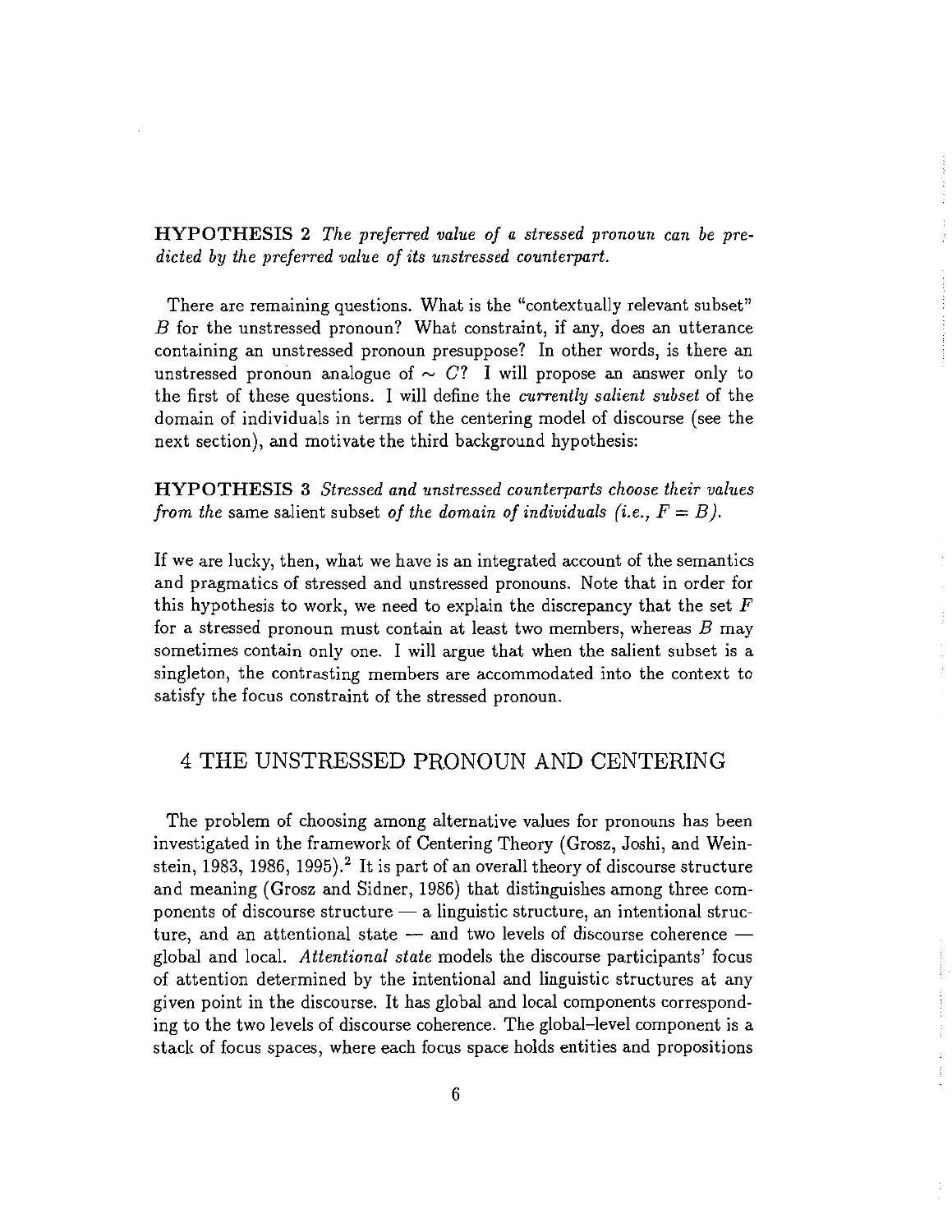**HYPOTHESIS 2** *The preferred value of a stressed pronoun can be predicted by the preferred value of its unstressed counterpart.*

There are remaining questions. What is the "contextually relevant subset" $B$ for the unstressed pronoun? What constraint, if any, does an utterance containing an unstressed pronoun presuppose? In other words, is there an unstressed pronoun analogue of $\sim C$? I will propose an answer only to the first of these questions. I will define the *currently salient subset* of the domain of individuals in terms of the centering model of discourse (see the next section), and motivate the third background hypothesis:

**HYPOTHESIS 3** *Stressed and unstressed counterparts choose their values from the* same salient subset *of the domain of individuals (i.e., $F = B$).*

If we are lucky, then, what we have is an integrated account of the semantics and pragmatics of stressed and unstressed pronouns. Note that in order for this hypothesis to work, we need to explain the discrepancy that the set $F$ for a stressed pronoun must contain at least two members, whereas $B$ may sometimes contain only one. I will argue that when the salient subset is a singleton, the contrasting members are accommodated into the context to satisfy the focus constraint of the stressed pronoun.

## 4 THE UNSTRESSED PRONOUN AND CENTERING

The problem of choosing among alternative values for pronouns has been investigated in the framework of Centering Theory (Grosz, Joshi, and Weinstein, 1983, 1986, 1995).[2] It is part of an overall theory of discourse structure and meaning (Grosz and Sidner, 1986) that distinguishes among three components of discourse structure — a linguistic structure, an intentional structure, and an attentional state — and two levels of discourse coherence — global and local. *Attentional state* models the discourse participants' focus of attention determined by the intentional and linguistic structures at any given point in the discourse. It has global and local components corresponding to the two levels of discourse coherence. The global–level component is a stack of focus spaces, where each focus space holds entities and propositions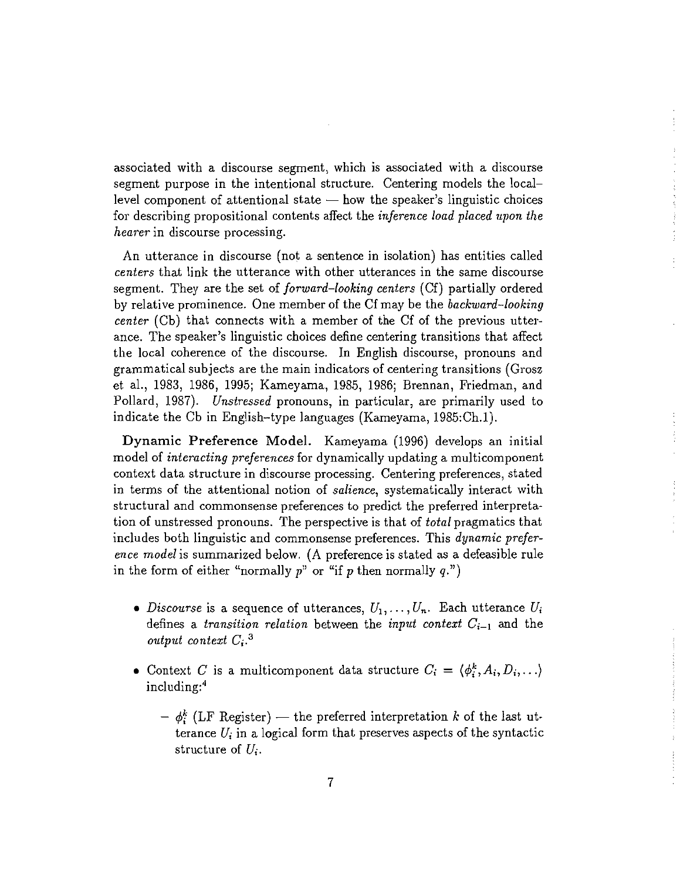associated with a discourse segment, which is associated with a discourse segment purpose in the intentional structure. Centering models the local-level component of attentional state — how the speaker's linguistic choices for describing propositional contents affect the *inference load placed upon the hearer* in discourse processing.

An utterance in discourse (not a sentence in isolation) has entities called *centers* that link the utterance with other utterances in the same discourse segment. They are the set of *forward-looking centers* (Cf) partially ordered by relative prominence. One member of the Cf may be the *backward-looking center* (Cb) that connects with a member of the Cf of the previous utterance. The speaker's linguistic choices define centering transitions that affect the local coherence of the discourse. In English discourse, pronouns and grammatical subjects are the main indicators of centering transitions (Grosz et al., 1983, 1986, 1995; Kameyama, 1985, 1986; Brennan, Friedman, and Pollard, 1987). *Unstressed* pronouns, in particular, are primarily used to indicate the Cb in English-type languages (Kameyama, 1985:Ch.1).

**Dynamic Preference Model.** Kameyama (1996) develops an initial model of *interacting preferences* for dynamically updating a multicomponent context data structure in discourse processing. Centering preferences, stated in terms of the attentional notion of *salience*, systematically interact with structural and commonsense preferences to predict the preferred interpretation of unstressed pronouns. The perspective is that of *total* pragmatics that includes both linguistic and commonsense preferences. This *dynamic preference model* is summarized below. (A preference is stated as a defeasible rule in the form of either "normally $p$" or "if $p$ then normally $q$.")

- *Discourse* is a sequence of utterances, $U_1, \ldots, U_n$. Each utterance $U_i$ defines a *transition relation* between the *input context* $C_{i-1}$ and the *output context* $C_i$.[3]
- Context $C$ is a multicomponent data structure $C_i = \langle \phi_i^k, A_i, D_i, \ldots \rangle$ including:[4]
  - $\phi_i^k$ (LF Register) — the preferred interpretation $k$ of the last utterance $U_i$ in a logical form that preserves aspects of the syntactic structure of $U_i$.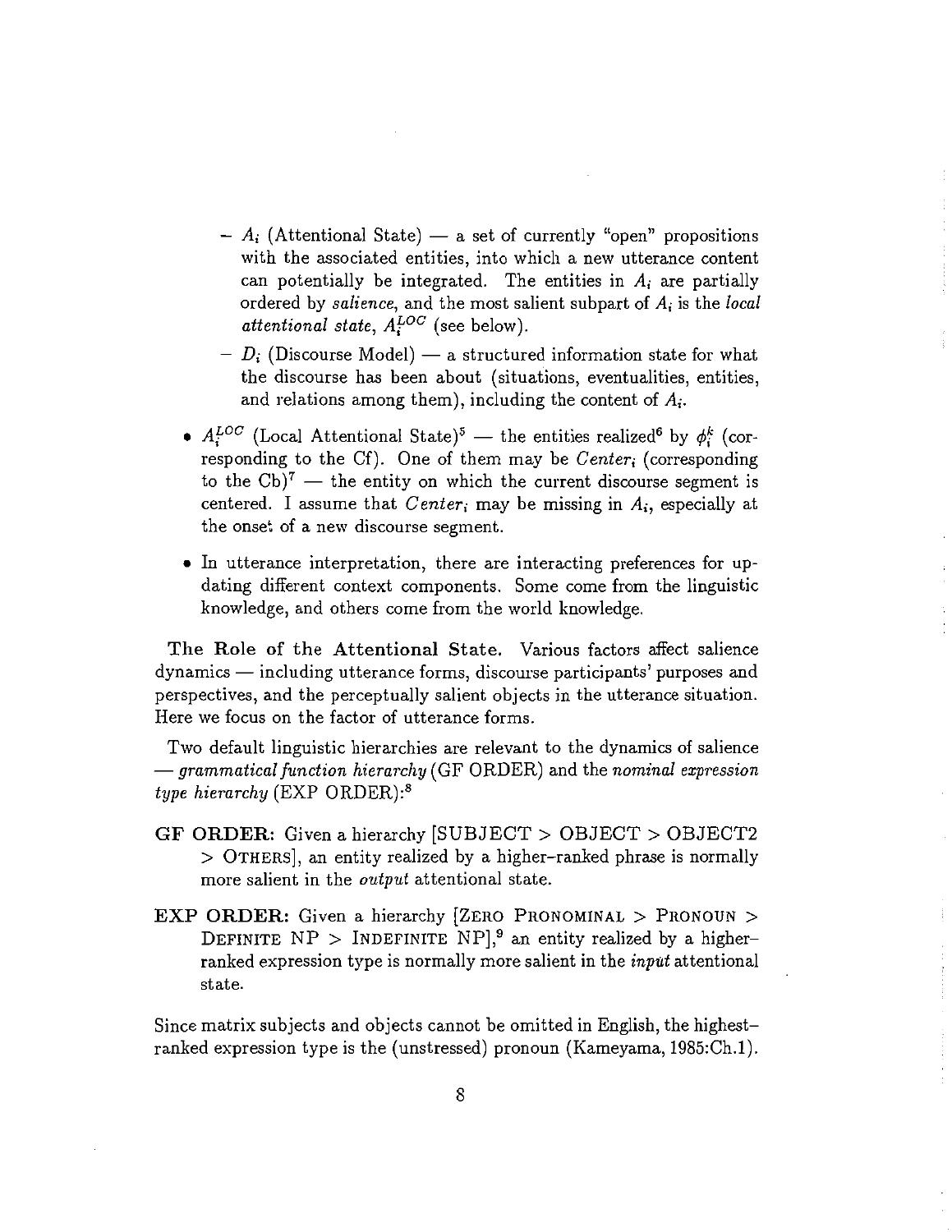- $A_i$ (Attentional State) — a set of currently "open" propositions with the associated entities, into which a new utterance content can potentially be integrated. The entities in $A_i$ are partially ordered by *salience*, and the most salient subpart of $A_i$ is the *local attentional state*, $A_i^{LOC}$ (see below).
  - $D_i$ (Discourse Model) — a structured information state for what the discourse has been about (situations, eventualities, entities, and relations among them), including the content of $A_i$.

- $A_i^{LOC}$ (Local Attentional State)[5] — the entities realized[6] by $\phi_i^k$ (corresponding to the Cf). One of them may be $Center_i$ (corresponding to the Cb)[7] — the entity on which the current discourse segment is centered. I assume that $Center_i$ may be missing in $A_i$, especially at the onset of a new discourse segment.

- In utterance interpretation, there are interacting preferences for updating different context components. Some come from the linguistic knowledge, and others come from the world knowledge.

**The Role of the Attentional State.** Various factors affect salience dynamics — including utterance forms, discourse participants' purposes and perspectives, and the perceptually salient objects in the utterance situation. Here we focus on the factor of utterance forms.

Two default linguistic hierarchies are relevant to the dynamics of salience — *grammatical function hierarchy* (GF ORDER) and the *nominal expression type hierarchy* (EXP ORDER):[8]

**GF ORDER:** Given a hierarchy [SUBJECT > OBJECT > OBJECT2 > OTHERS], an entity realized by a higher-ranked phrase is normally more salient in the *output* attentional state.

**EXP ORDER:** Given a hierarchy [ZERO PRONOMINAL > PRONOUN > DEFINITE NP > INDEFINITE NP],[9] an entity realized by a higher-ranked expression type is normally more salient in the *input* attentional state.

Since matrix subjects and objects cannot be omitted in English, the highest-ranked expression type is the (unstressed) pronoun (Kameyama, 1985:Ch.1).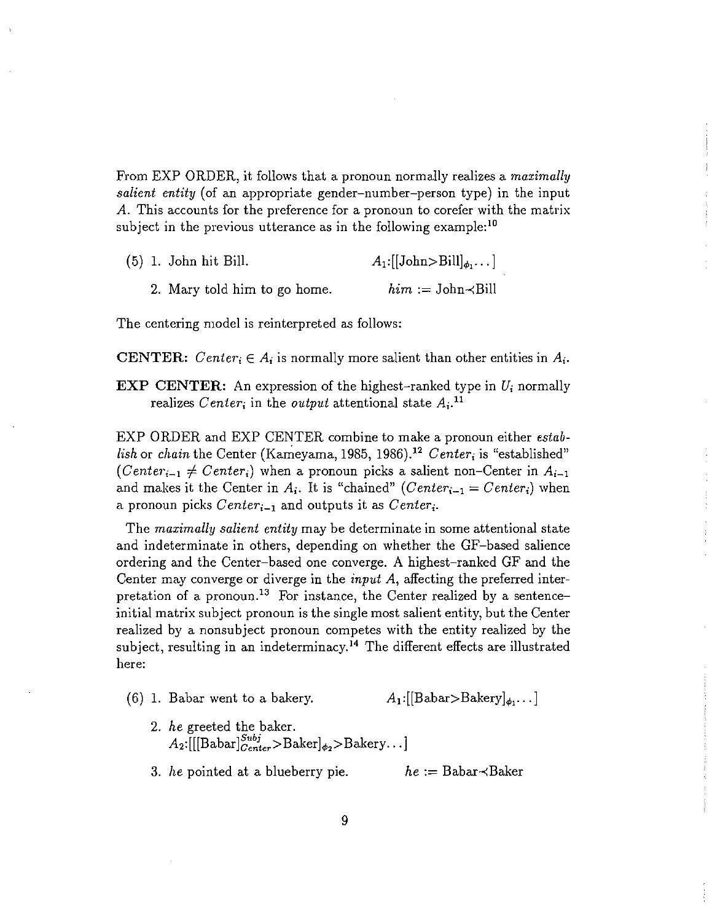From EXP ORDER, it follows that a pronoun normally realizes a *maximally salient entity* (of an appropriate gender–number–person type) in the input $A$. This accounts for the preference for a pronoun to corefer with the matrix subject in the previous utterance as in the following example:[10]

(5) 1. John hit Bill. $A_1$:[[John>Bill]$_{\phi_1}$...]

   2. Mary told him to go home. *him* := John$\prec$Bill

The centering model is reinterpreted as follows:

**CENTER:** $Center_i \in A_i$ is normally more salient than other entities in $A_i$.

**EXP CENTER:** An expression of the highest-ranked type in $U_i$ normally realizes $Center_i$ in the *output* attentional state $A_i$.[11]

EXP ORDER and EXP CENTER combine to make a pronoun either *establish* or *chain* the Center (Kameyama, 1985, 1986).[12] $Center_i$ is "established" ($Center_{i-1} \neq Center_i$) when a pronoun picks a salient non-Center in $A_{i-1}$ and makes it the Center in $A_i$. It is "chained" ($Center_{i-1} = Center_i$) when a pronoun picks $Center_{i-1}$ and outputs it as $Center_i$.

The *maximally salient entity* may be determinate in some attentional state and indeterminate in others, depending on whether the GF–based salience ordering and the Center–based one converge. A highest-ranked GF and the Center may converge or diverge in the *input A*, affecting the preferred interpretation of a pronoun.[13] For instance, the Center realized by a sentence-initial matrix subject pronoun is the single most salient entity, but the Center realized by a nonsubject pronoun competes with the entity realized by the subject, resulting in an indeterminacy.[14] The different effects are illustrated here:

(6) 1. Babar went to a bakery. $A_1$:[[Babar>Bakery]$_{\phi_1}$...]

   2. *he* greeted the baker.
   $A_2$:[[[Babar]$^{Subj}_{Center}$>Baker]$_{\phi_2}$>Bakery...]

   3. *he* pointed at a blueberry pie. *he* := Babar$\prec$Baker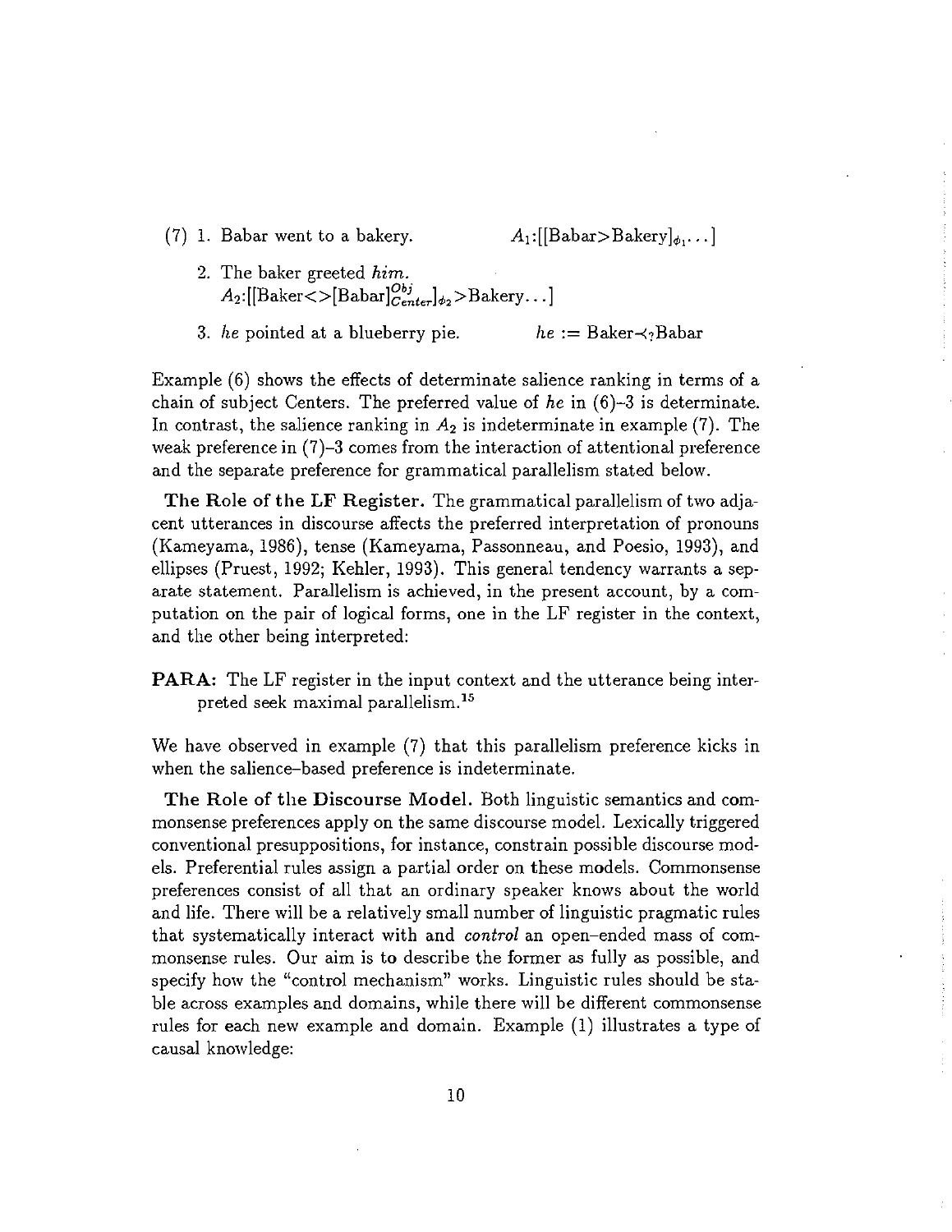(7) 1. Babar went to a bakery. $A_1$:[[Babar>Bakery]$_{\phi_1}$...]

2. The baker greeted *him*.
$A_2$:[[Baker<>[Babar]$^{Obj}_{Center}$]$_{\phi_2}$>Bakery...]

3. *he* pointed at a blueberry pie. *he* := Baker$\prec_?$Babar

Example (6) shows the effects of determinate salience ranking in terms of a chain of subject Centers. The preferred value of *he* in (6)–3 is determinate. In contrast, the salience ranking in $A_2$ is indeterminate in example (7). The weak preference in (7)–3 comes from the interaction of attentional preference and the separate preference for grammatical parallelism stated below.

**The Role of the LF Register.** The grammatical parallelism of two adjacent utterances in discourse affects the preferred interpretation of pronouns (Kameyama, 1986), tense (Kameyama, Passonneau, and Poesio, 1993), and ellipses (Pruest, 1992; Kehler, 1993). This general tendency warrants a separate statement. Parallelism is achieved, in the present account, by a computation on the pair of logical forms, one in the LF register in the context, and the other being interpreted:

**PARA:** The LF register in the input context and the utterance being interpreted seek maximal parallelism.[15]

We have observed in example (7) that this parallelism preference kicks in when the salience–based preference is indeterminate.

**The Role of the Discourse Model.** Both linguistic semantics and commonsense preferences apply on the same discourse model. Lexically triggered conventional presuppositions, for instance, constrain possible discourse models. Preferential rules assign a partial order on these models. Commonsense preferences consist of all that an ordinary speaker knows about the world and life. There will be a relatively small number of linguistic pragmatic rules that systematically interact with and *control* an open–ended mass of commonsense rules. Our aim is to describe the former as fully as possible, and specify how the "control mechanism" works. Linguistic rules should be stable across examples and domains, while there will be different commonsense rules for each new example and domain. Example (1) illustrates a type of causal knowledge: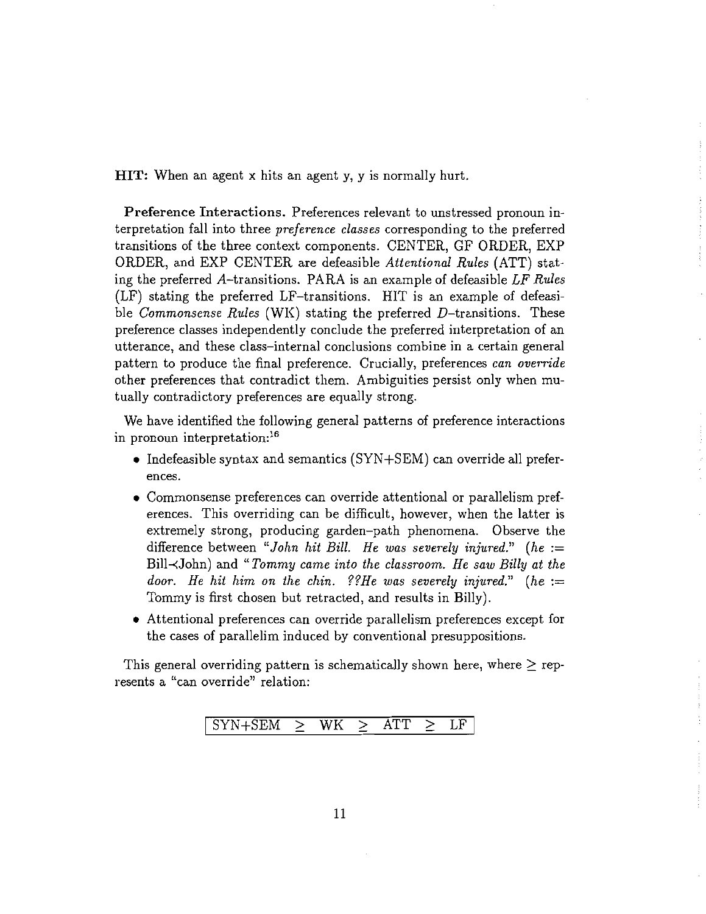**HIT:** When an agent x hits an agent y, y is normally hurt.

**Preference Interactions.** Preferences relevant to unstressed pronoun interpretation fall into three *preference classes* corresponding to the preferred transitions of the three context components. CENTER, GF ORDER, EXP ORDER, and EXP CENTER are defeasible *Attentional Rules* (ATT) stating the preferred $A$–transitions. PARA is an example of defeasible *LF Rules* (LF) stating the preferred LF–transitions. HIT is an example of defeasible *Commonsense Rules* (WK) stating the preferred $D$–transitions. These preference classes independently conclude the preferred interpretation of an utterance, and these class–internal conclusions combine in a certain general pattern to produce the final preference. Crucially, preferences *can override* other preferences that contradict them. Ambiguities persist only when mutually contradictory preferences are equally strong.

We have identified the following general patterns of preference interactions in pronoun interpretation:[16]

- Indefeasible syntax and semantics (SYN+SEM) can override all preferences.
- Commonsense preferences can override attentional or parallelism preferences. This overriding can be difficult, however, when the latter is extremely strong, producing garden–path phenomena. Observe the difference between "*John hit Bill. He was severely injured.*" (*he* := Bill-$\prec$John) and "*Tommy came into the classroom. He saw Billy at the door. He hit him on the chin. ??He was severely injured.*" (*he* := Tommy is first chosen but retracted, and results in Billy).
- Attentional preferences can override parallelism preferences except for the cases of parallelim induced by conventional presuppositions.

This general overriding pattern is schematically shown here, where $\geq$ represents a "can override" relation:

$$\text{SYN+SEM} \;\geq\; \text{WK} \;\geq\; \text{ATT} \;\geq\; \text{LF}$$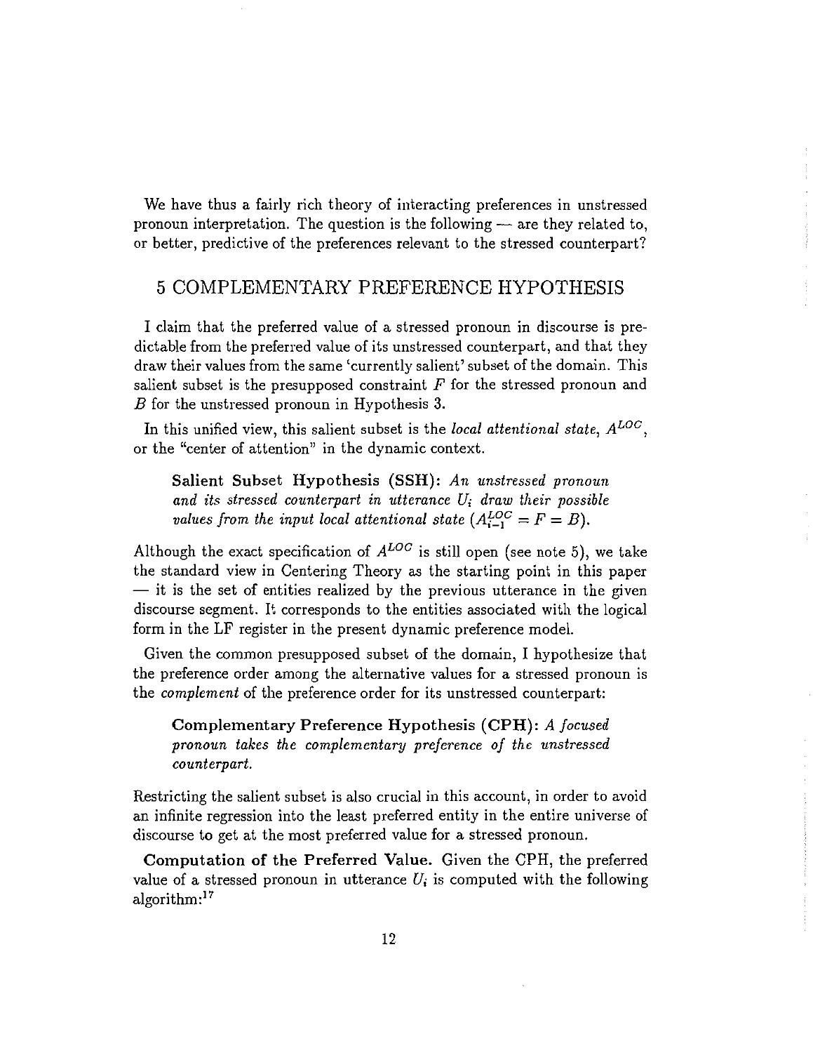We have thus a fairly rich theory of interacting preferences in unstressed pronoun interpretation. The question is the following — are they related to, or better, predictive of the preferences relevant to the stressed counterpart?

## 5 COMPLEMENTARY PREFERENCE HYPOTHESIS

I claim that the preferred value of a stressed pronoun in discourse is predictable from the preferred value of its unstressed counterpart, and that they draw their values from the same 'currently salient' subset of the domain. This salient subset is the presupposed constraint $F$ for the stressed pronoun and $B$ for the unstressed pronoun in Hypothesis 3.

In this unified view, this salient subset is the *local attentional state*, $A^{LOC}$, or the "center of attention" in the dynamic context.

> **Salient Subset Hypothesis (SSH):** *An unstressed pronoun and its stressed counterpart in utterance $U_i$ draw their possible values from the input local attentional state ($A^{LOC}_{i-1} = F = B$).*

Although the exact specification of $A^{LOC}$ is still open (see note 5), we take the standard view in Centering Theory as the starting point in this paper — it is the set of entities realized by the previous utterance in the given discourse segment. It corresponds to the entities associated with the logical form in the LF register in the present dynamic preference model.

Given the common presupposed subset of the domain, I hypothesize that the preference order among the alternative values for a stressed pronoun is the *complement* of the preference order for its unstressed counterpart:

> **Complementary Preference Hypothesis (CPH):** *A focused pronoun takes the complementary preference of the unstressed counterpart.*

Restricting the salient subset is also crucial in this account, in order to avoid an infinite regression into the least preferred entity in the entire universe of discourse to get at the most preferred value for a stressed pronoun.

**Computation of the Preferred Value.** Given the CPH, the preferred value of a stressed pronoun in utterance $U_i$ is computed with the following algorithm:[17]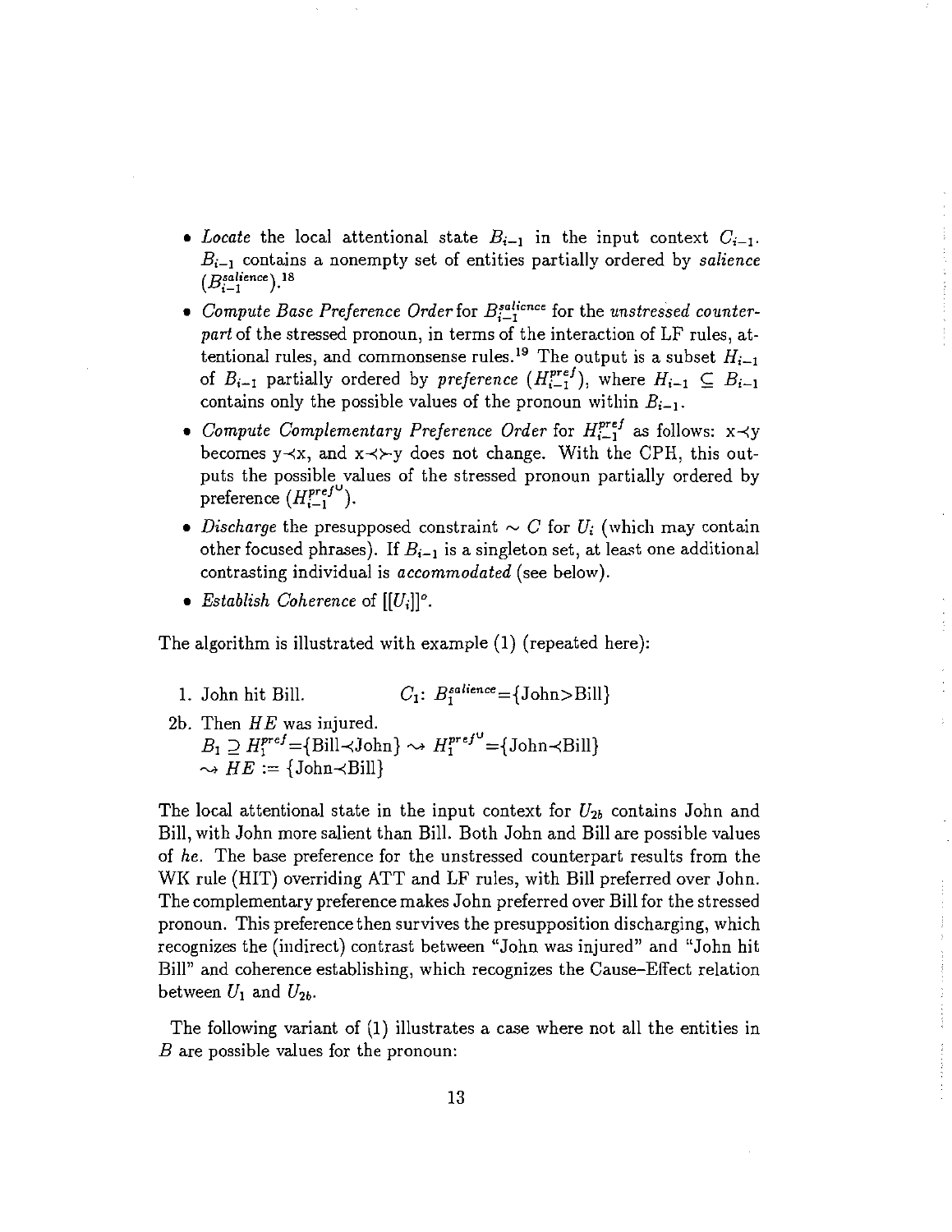- *Locate* the local attentional state $B_{i-1}$ in the input context $C_{i-1}$. $B_{i-1}$ contains a nonempty set of entities partially ordered by *salience* ($B_{i-1}^{salience}$).[18]
- *Compute Base Preference Order* for $B_{i-1}^{salience}$ for the *unstressed counterpart* of the stressed pronoun, in terms of the interaction of LF rules, attentional rules, and commonsense rules.[19] The output is a subset $H_{i-1}$ of $B_{i-1}$ partially ordered by *preference* ($H_{i-1}^{pref}$), where $H_{i-1} \subseteq B_{i-1}$ contains only the possible values of the pronoun within $B_{i-1}$.
- *Compute Complementary Preference Order* for $H_{i-1}^{pref}$ as follows: $x \prec y$ becomes $y \prec x$, and $x \prec\succ y$ does not change. With the CPH, this outputs the possible values of the stressed pronoun partially ordered by preference ($H_{i-1}^{pref^{\cup}}$).
- *Discharge* the presupposed constraint $\sim C$ for $U_i$ (which may contain other focused phrases). If $B_{i-1}$ is a singleton set, at least one additional contrasting individual is *accommodated* (see below).
- *Establish Coherence* of $[[U_i]]^o$.

The algorithm is illustrated with example (1) (repeated here):

1. John hit Bill. $\qquad C_1$: $B_1^{salience}$={John>Bill}

2b. Then *HE* was injured.
$B_1 \supseteq H_1^{pref}$={Bill$\prec$John} $\rightsquigarrow$ $H_1^{pref^{\cup}}$={John$\prec$Bill}
$\rightsquigarrow$ *HE* := {John$\prec$Bill}

The local attentional state in the input context for $U_{2b}$ contains John and Bill, with John more salient than Bill. Both John and Bill are possible values of *he*. The base preference for the unstressed counterpart results from the WK rule (HIT) overriding ATT and LF rules, with Bill preferred over John. The complementary preference makes John preferred over Bill for the stressed pronoun. This preference then survives the presupposition discharging, which recognizes the (indirect) contrast between "John was injured" and "John hit Bill" and coherence establishing, which recognizes the Cause–Effect relation between $U_1$ and $U_{2b}$.

The following variant of (1) illustrates a case where not all the entities in *B* are possible values for the pronoun: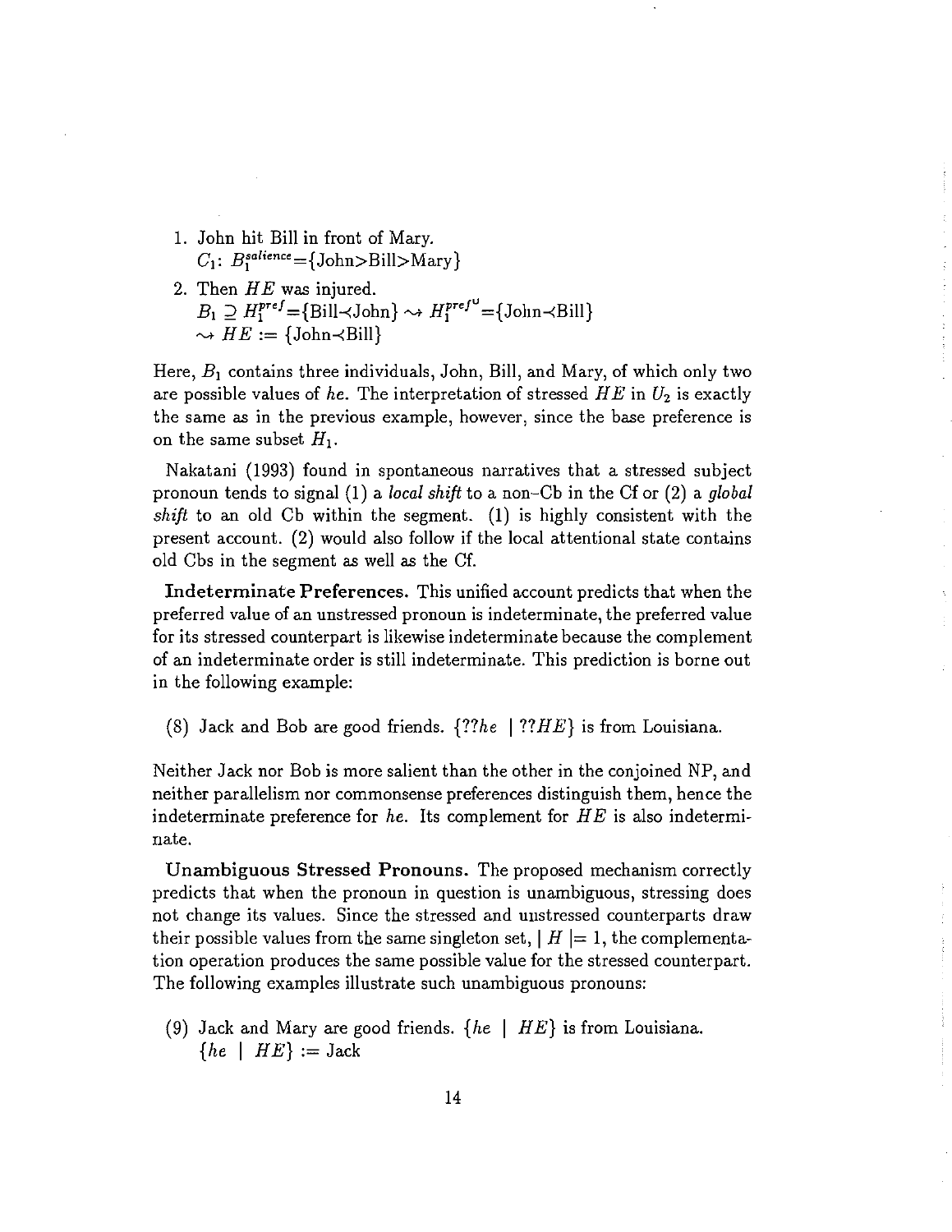1. John hit Bill in front of Mary.  
   $C_1$: $B_1^{salience}$={John>Bill>Mary}

2. Then *HE* was injured.  
   $B_1 \supseteq H_1^{pref}$={Bill$\prec$John} $\leadsto$ $H_1^{pref^{\mho}}$={John$\prec$Bill}  
   $\leadsto$ *HE* := {John$\prec$Bill}

Here, $B_1$ contains three individuals, John, Bill, and Mary, of which only two are possible values of *he*. The interpretation of stressed *HE* in $U_2$ is exactly the same as in the previous example, however, since the base preference is on the same subset $H_1$.

Nakatani (1993) found in spontaneous narratives that a stressed subject pronoun tends to signal (1) a *local shift* to a non-Cb in the Cf or (2) a *global shift* to an old Cb within the segment. (1) is highly consistent with the present account. (2) would also follow if the local attentional state contains old Cbs in the segment as well as the Cf.

**Indeterminate Preferences.** This unified account predicts that when the preferred value of an unstressed pronoun is indeterminate, the preferred value for its stressed counterpart is likewise indeterminate because the complement of an indeterminate order is still indeterminate. This prediction is borne out in the following example:

(8) Jack and Bob are good friends. {??*he* | ??*HE*} is from Louisiana.

Neither Jack nor Bob is more salient than the other in the conjoined NP, and neither parallelism nor commonsense preferences distinguish them, hence the indeterminate preference for *he*. Its complement for *HE* is also indeterminate.

**Unambiguous Stressed Pronouns.** The proposed mechanism correctly predicts that when the pronoun in question is unambiguous, stressing does not change its values. Since the stressed and unstressed counterparts draw their possible values from the same singleton set, $|H| = 1$, the complementation operation produces the same possible value for the stressed counterpart. The following examples illustrate such unambiguous pronouns:

(9) Jack and Mary are good friends. {*he* | *HE*} is from Louisiana.  
{*he* | *HE*} := Jack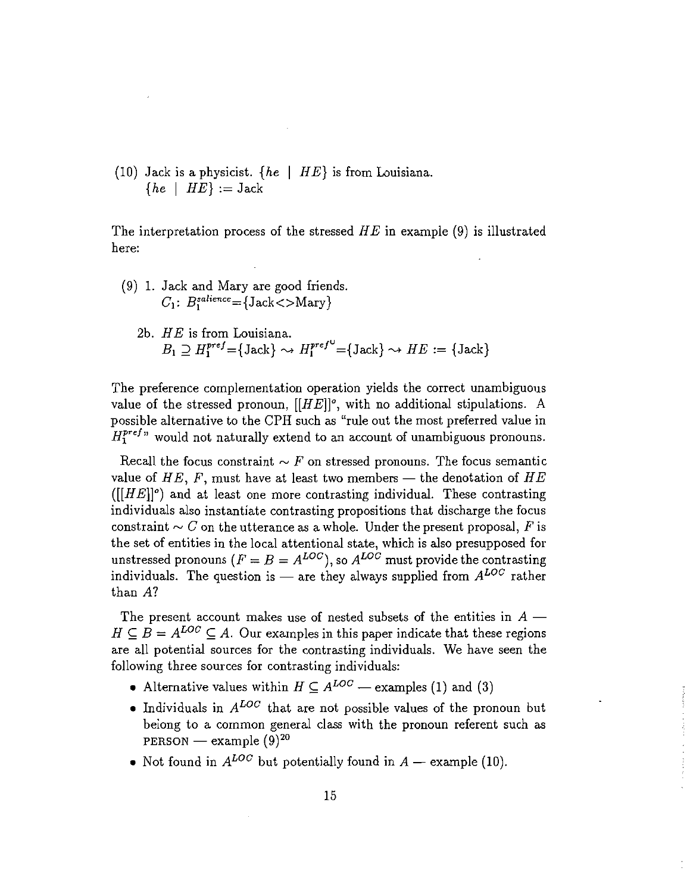(10) Jack is a physicist. $\{he \mid HE\}$ is from Louisiana.
$\{he \mid HE\} :=$ Jack

The interpretation process of the stressed $HE$ in example (9) is illustrated here:

(9) 1. Jack and Mary are good friends.
$C_1$: $B_1^{salience}$={Jack<>Mary}

2b. $HE$ is from Louisiana.
$B_1 \supseteq H_1^{pref}$={Jack} $\rightsquigarrow H_1^{pref^{\cup}}$={Jack} $\rightsquigarrow HE :=$ {Jack}

The preference complementation operation yields the correct unambiguous value of the stressed pronoun, $[[HE]]^o$, with no additional stipulations. A possible alternative to the CPH such as "rule out the most preferred value in $H_1^{pref}$" would not naturally extend to an account of unambiguous pronouns.

Recall the focus constraint $\sim F$ on stressed pronouns. The focus semantic value of $HE$, $F$, must have at least two members — the denotation of $HE$ ($[[HE]]^o$) and at least one more contrasting individual. These contrasting individuals also instantiate contrasting propositions that discharge the focus constraint $\sim C$ on the utterance as a whole. Under the present proposal, $F$ is the set of entities in the local attentional state, which is also presupposed for unstressed pronouns ($F = B = A^{LOC}$), so $A^{LOC}$ must provide the contrasting individuals. The question is — are they always supplied from $A^{LOC}$ rather than $A$?

The present account makes use of nested subsets of the entities in $A$ — $H \subseteq B = A^{LOC} \subseteq A$. Our examples in this paper indicate that these regions are all potential sources for the contrasting individuals. We have seen the following three sources for contrasting individuals:

- Alternative values within $H \subseteq A^{LOC}$ — examples (1) and (3)
- Individuals in $A^{LOC}$ that are not possible values of the pronoun but belong to a common general class with the pronoun referent such as PERSON — example (9)[20]
- Not found in $A^{LOC}$ but potentially found in $A$ — example (10).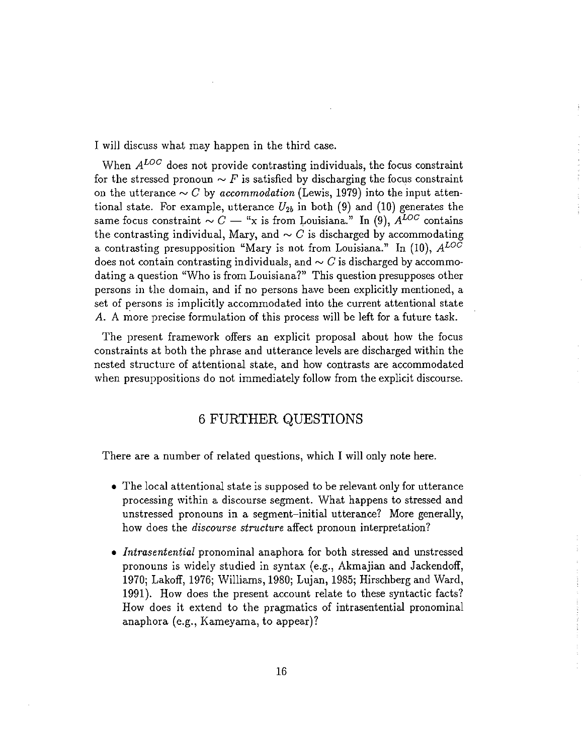I will discuss what may happen in the third case.

When $A^{LOC}$ does not provide contrasting individuals, the focus constraint for the stressed pronoun $\sim F$ is satisfied by discharging the focus constraint on the utterance $\sim C$ by *accommodation* (Lewis, 1979) into the input attentional state. For example, utterance $U_{2b}$ in both (9) and (10) generates the same focus constraint $\sim C$ — "x is from Louisiana." In (9), $A^{LOC}$ contains the contrasting individual, Mary, and $\sim C$ is discharged by accommodating a contrasting presupposition "Mary is not from Louisiana." In (10), $A^{LOC}$ does not contain contrasting individuals, and $\sim C$ is discharged by accommodating a question "Who is from Louisiana?" This question presupposes other persons in the domain, and if no persons have been explicitly mentioned, a set of persons is implicitly accommodated into the current attentional state $A$. A more precise formulation of this process will be left for a future task.

The present framework offers an explicit proposal about how the focus constraints at both the phrase and utterance levels are discharged within the nested structure of attentional state, and how contrasts are accommodated when presuppositions do not immediately follow from the explicit discourse.

## 6 FURTHER QUESTIONS

There are a number of related questions, which I will only note here.

- The local attentional state is supposed to be relevant only for utterance processing within a discourse segment. What happens to stressed and unstressed pronouns in a segment-initial utterance? More generally, how does the *discourse structure* affect pronoun interpretation?

- *Intrasentential* pronominal anaphora for both stressed and unstressed pronouns is widely studied in syntax (e.g., Akmajian and Jackendoff, 1970; Lakoff, 1976; Williams, 1980; Lujan, 1985; Hirschberg and Ward, 1991). How does the present account relate to these syntactic facts? How does it extend to the pragmatics of intrasentential pronominal anaphora (e.g., Kameyama, to appear)?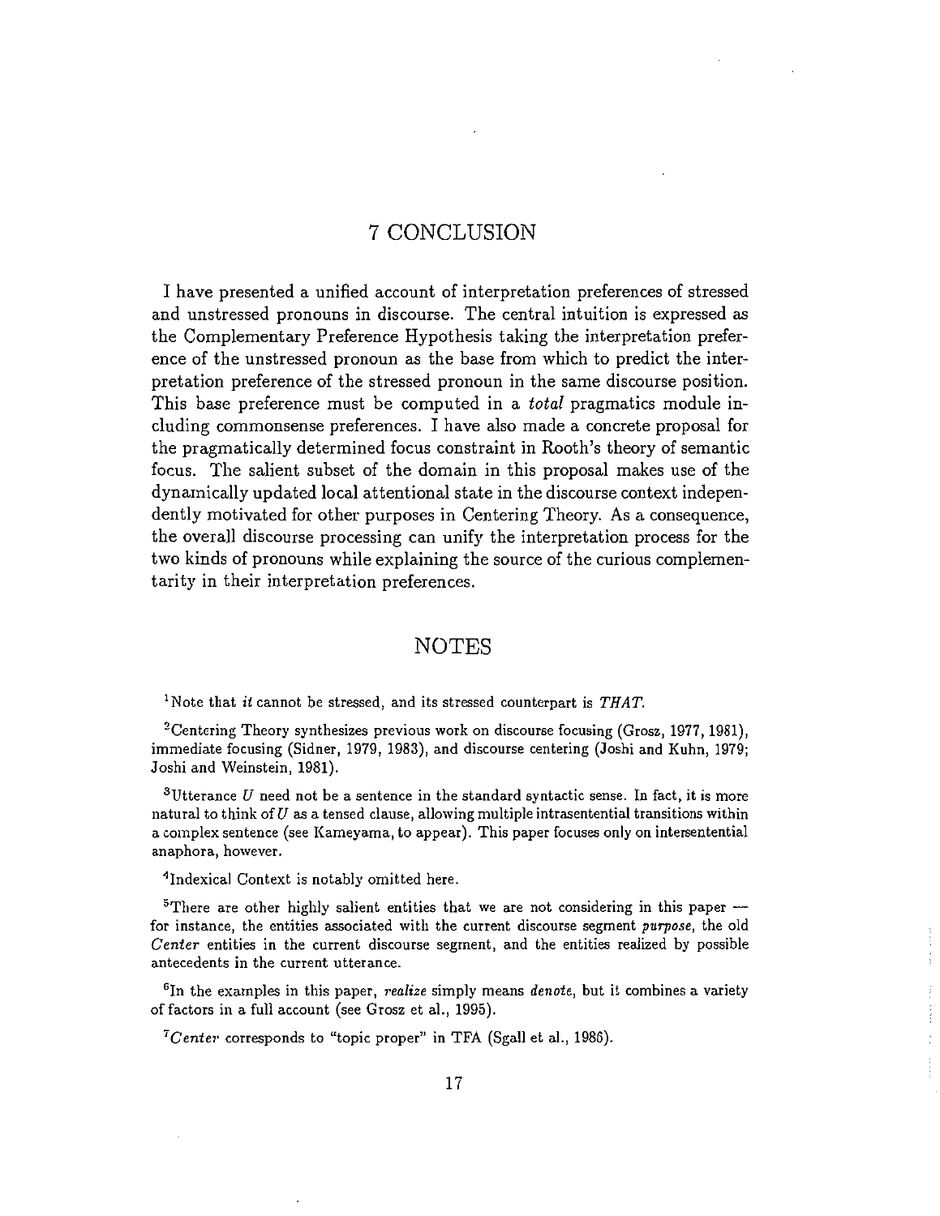# 7 CONCLUSION

I have presented a unified account of interpretation preferences of stressed and unstressed pronouns in discourse. The central intuition is expressed as the Complementary Preference Hypothesis taking the interpretation preference of the unstressed pronoun as the base from which to predict the interpretation preference of the stressed pronoun in the same discourse position. This base preference must be computed in a *total* pragmatics module including commonsense preferences. I have also made a concrete proposal for the pragmatically determined focus constraint in Rooth's theory of semantic focus. The salient subset of the domain in this proposal makes use of the dynamically updated local attentional state in the discourse context independently motivated for other purposes in Centering Theory. As a consequence, the overall discourse processing can unify the interpretation process for the two kinds of pronouns while explaining the source of the curious complementarity in their interpretation preferences.

# NOTES

[1]Note that *it* cannot be stressed, and its stressed counterpart is *THAT*.

[2]Centering Theory synthesizes previous work on discourse focusing (Grosz, 1977, 1981), immediate focusing (Sidner, 1979, 1983), and discourse centering (Joshi and Kuhn, 1979; Joshi and Weinstein, 1981).

[3]Utterance $U$ need not be a sentence in the standard syntactic sense. In fact, it is more natural to think of $U$ as a tensed clause, allowing multiple intrasentential transitions within a complex sentence (see Kameyama, to appear). This paper focuses only on intersentential anaphora, however.

[4]Indexical Context is notably omitted here.

[5]There are other highly salient entities that we are not considering in this paper — for instance, the entities associated with the current discourse segment *purpose*, the old *Center* entities in the current discourse segment, and the entities realized by possible antecedents in the current utterance.

[6]In the examples in this paper, *realize* simply means *denote*, but it combines a variety of factors in a full account (see Grosz et al., 1995).

[7]*Center* corresponds to "topic proper" in TFA (Sgall et al., 1986).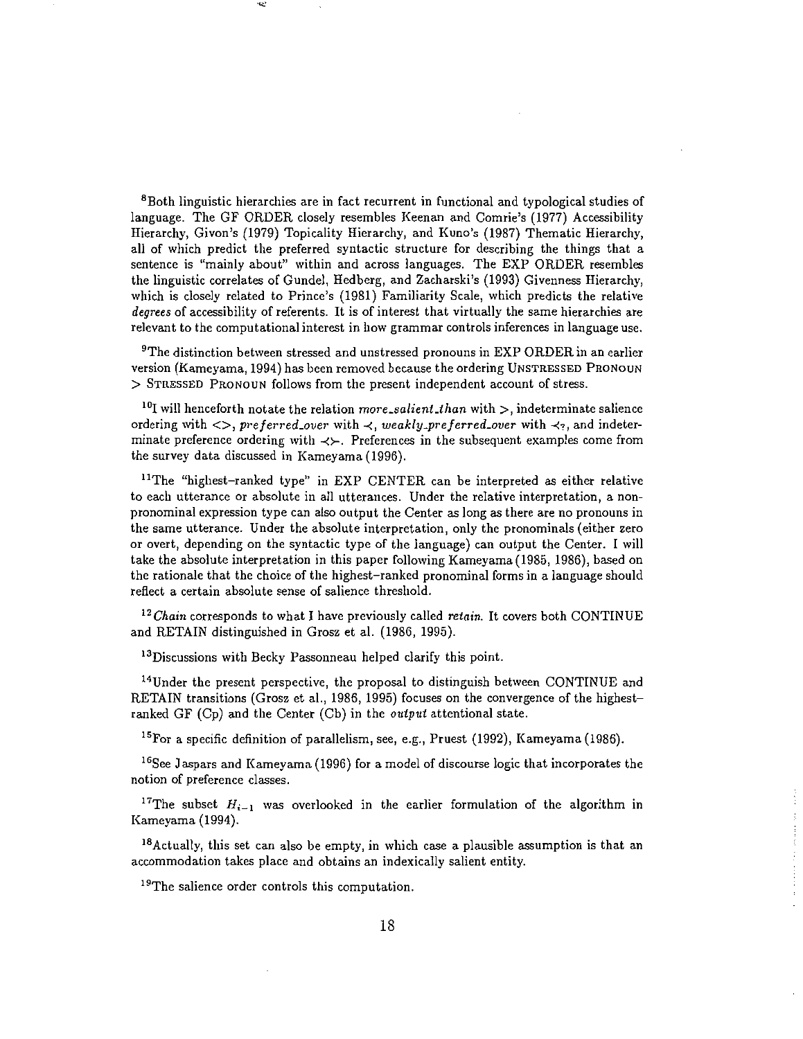[8]Both linguistic hierarchies are in fact recurrent in functional and typological studies of language. The GF ORDER closely resembles Keenan and Comrie's (1977) Accessibility Hierarchy, Givon's (1979) Topicality Hierarchy, and Kuno's (1987) Thematic Hierarchy, all of which predict the preferred syntactic structure for describing the things that a sentence is "mainly about" within and across languages. The EXP ORDER resembles the linguistic correlates of Gundel, Hedberg, and Zacharski's (1993) Givenness Hierarchy, which is closely related to Prince's (1981) Familiarity Scale, which predicts the relative *degrees* of accessibility of referents. It is of interest that virtually the same hierarchies are relevant to the computational interest in how grammar controls inferences in language use.

[9]The distinction between stressed and unstressed pronouns in EXP ORDER in an earlier version (Kameyama, 1994) has been removed because the ordering UNSTRESSED PRONOUN > STRESSED PRONOUN follows from the present independent account of stress.

[10]I will henceforth notate the relation *more_salient_than* with $>$, indeterminate salience ordering with $<>$, *preferred_over* with $\prec$, *weakly_preferred_over* with $\prec_?$, and indeterminate preference ordering with $\prec\succ$. Preferences in the subsequent examples come from the survey data discussed in Kameyama (1996).

[11]The "highest-ranked type" in EXP CENTER can be interpreted as either relative to each utterance or absolute in all utterances. Under the relative interpretation, a non-pronominal expression type can also output the Center as long as there are no pronouns in the same utterance. Under the absolute interpretation, only the pronominals (either zero or overt, depending on the syntactic type of the language) can output the Center. I will take the absolute interpretation in this paper following Kameyama (1985, 1986), based on the rationale that the choice of the highest-ranked pronominal forms in a language should reflect a certain absolute sense of salience threshold.

[12]*Chain* corresponds to what I have previously called *retain*. It covers both CONTINUE and RETAIN distinguished in Grosz et al. (1986, 1995).

[13]Discussions with Becky Passonneau helped clarify this point.

[14]Under the present perspective, the proposal to distinguish between CONTINUE and RETAIN transitions (Grosz et al., 1986, 1995) focuses on the convergence of the highest-ranked GF (Cp) and the Center (Cb) in the *output* attentional state.

[15]For a specific definition of parallelism, see, e.g., Pruest (1992), Kameyama (1986).

[16]See Jaspars and Kameyama (1996) for a model of discourse logic that incorporates the notion of preference classes.

[17]The subset $H_{i-1}$ was overlooked in the earlier formulation of the algorithm in Kameyama (1994).

[18]Actually, this set can also be empty, in which case a plausible assumption is that an accommodation takes place and obtains an indexically salient entity.

[19]The salience order controls this computation.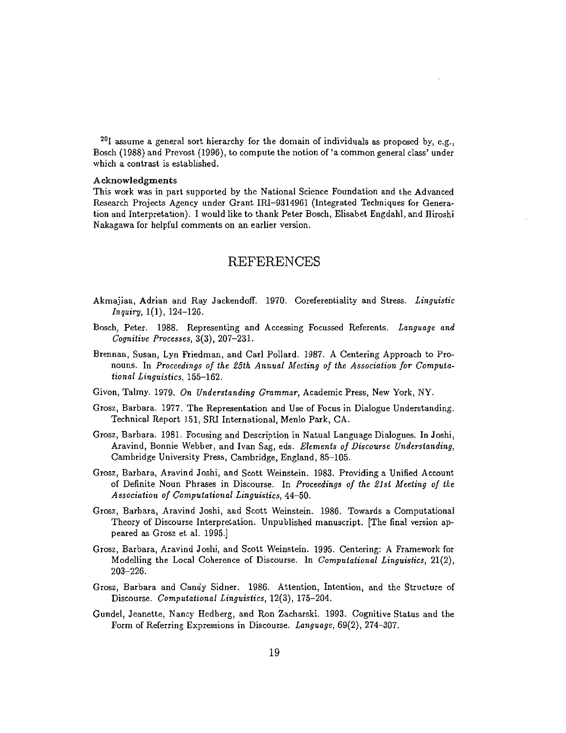[20] I assume a general sort hierarchy for the domain of individuals as proposed by, e.g., Bosch (1988) and Prevost (1996), to compute the notion of 'a common general class' under which a contrast is established.

**Acknowledgments**

This work was in part supported by the National Science Foundation and the Advanced Research Projects Agency under Grant IRI-9314961 (Integrated Techniques for Generation and Interpretation). I would like to thank Peter Bosch, Elisabet Engdahl, and Hiroshi Nakagawa for helpful comments on an earlier version.

# REFERENCES

Akmajian, Adrian and Ray Jackendoff. 1970. Coreferentiality and Stress. *Linguistic Inquiry*, 1(1), 124–126.

Bosch, Peter. 1988. Representing and Accessing Focussed Referents. *Language and Cognitive Processes*, 3(3), 207–231.

Brennan, Susan, Lyn Friedman, and Carl Pollard. 1987. A Centering Approach to Pronouns. In *Proceedings of the 25th Annual Meeting of the Association for Computational Linguistics*, 155–162.

Givon, Talmy. 1979. *On Understanding Grammar*, Academic Press, New York, NY.

Grosz, Barbara. 1977. The Representation and Use of Focus in Dialogue Understanding. Technical Report 151, SRI International, Menlo Park, CA.

Grosz, Barbara. 1981. Focusing and Description in Natual Language Dialogues. In Joshi, Aravind, Bonnie Webber, and Ivan Sag, eds. *Elements of Discourse Understanding*, Cambridge University Press, Cambridge, England, 85–105.

Grosz, Barbara, Aravind Joshi, and Scott Weinstein. 1983. Providing a Unified Account of Definite Noun Phrases in Discourse. In *Proceedings of the 21st Meeting of the Association of Computational Linguistics*, 44–50.

Grosz, Barbara, Aravind Joshi, and Scott Weinstein. 1986. Towards a Computational Theory of Discourse Interpretation. Unpublished manuscript. [The final version appeared as Grosz et al. 1995.]

Grosz, Barbara, Aravind Joshi, and Scott Weinstein. 1995. Centering: A Framework for Modelling the Local Coherence of Discourse. In *Computational Linguistics*, 21(2), 203–226.

Grosz, Barbara and Candy Sidner. 1986. Attention, Intention, and the Structure of Discourse. *Computational Linguistics*, 12(3), 175–204.

Gundel, Jeanette, Nancy Hedberg, and Ron Zacharski. 1993. Cognitive Status and the Form of Referring Expressions in Discourse. *Language*, 69(2), 274–307.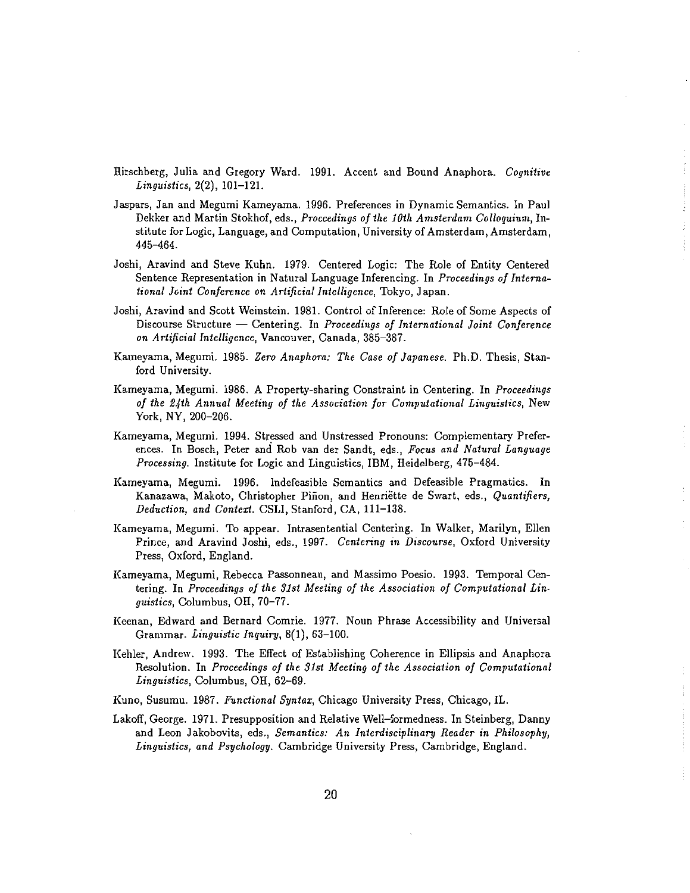Hirschberg, Julia and Gregory Ward. 1991. Accent and Bound Anaphora. *Cognitive Linguistics*, 2(2), 101–121.

Jaspars, Jan and Megumi Kameyama. 1996. Preferences in Dynamic Semantics. In Paul Dekker and Martin Stokhof, eds., *Proccedings of the 10th Amsterdam Colloquium*, Institute for Logic, Language, and Computation, University of Amsterdam, Amsterdam, 445–464.

Joshi, Aravind and Steve Kuhn. 1979. Centered Logic: The Role of Entity Centered Sentence Representation in Natural Language Inferencing. In *Proceedings of International Joint Conference on Artificial Intelligence*, Tokyo, Japan.

Joshi, Aravind and Scott Weinstein. 1981. Control of Inference: Role of Some Aspects of Discourse Structure — Centering. In *Proceedings of International Joint Conference on Artificial Intelligence*, Vancouver, Canada, 385–387.

Kameyama, Megumi. 1985. *Zero Anaphora: The Case of Japanese*. Ph.D. Thesis, Stanford University.

Kameyama, Megumi. 1986. A Property-sharing Constraint in Centering. In *Proceedings of the 24th Annual Meeting of the Association for Computational Linguistics*, New York, NY, 200–206.

Kameyama, Megumi. 1994. Stressed and Unstressed Pronouns: Complementary Preferences. In Bosch, Peter and Rob van der Sandt, eds., *Focus and Natural Language Processing*. Institute for Logic and Linguistics, IBM, Heidelberg, 475–484.

Kameyama, Megumi. 1996. Indefeasible Semantics and Defeasible Pragmatics. In Kanazawa, Makoto, Christopher Piñon, and Henriëtte de Swart, eds., *Quantifiers, Deduction, and Context*. CSLI, Stanford, CA, 111–138.

Kameyama, Megumi. To appear. Intrasentential Centering. In Walker, Marilyn, Ellen Prince, and Aravind Joshi, eds., 1997. *Centering in Discourse*, Oxford University Press, Oxford, England.

Kameyama, Megumi, Rebecca Passonneau, and Massimo Poesio. 1993. Temporal Centering. In *Proceedings of the 31st Meeting of the Association of Computational Linguistics*, Columbus, OH, 70–77.

Keenan, Edward and Bernard Comrie. 1977. Noun Phrase Accessibility and Universal Grammar. *Linguistic Inquiry*, 8(1), 63–100.

Kehler, Andrew. 1993. The Effect of Establishing Coherence in Ellipsis and Anaphora Resolution. In *Proceedings of the 31st Meeting of the Association of Computational Linguistics*, Columbus, OH, 62–69.

Kuno, Susumu. 1987. *Functional Syntax*, Chicago University Press, Chicago, IL.

Lakoff, George. 1971. Presupposition and Relative Well–formedness. In Steinberg, Danny and Leon Jakobovits, eds., *Semantics: An Interdisciplinary Reader in Philosophy, Linguistics, and Psychology*. Cambridge University Press, Cambridge, England.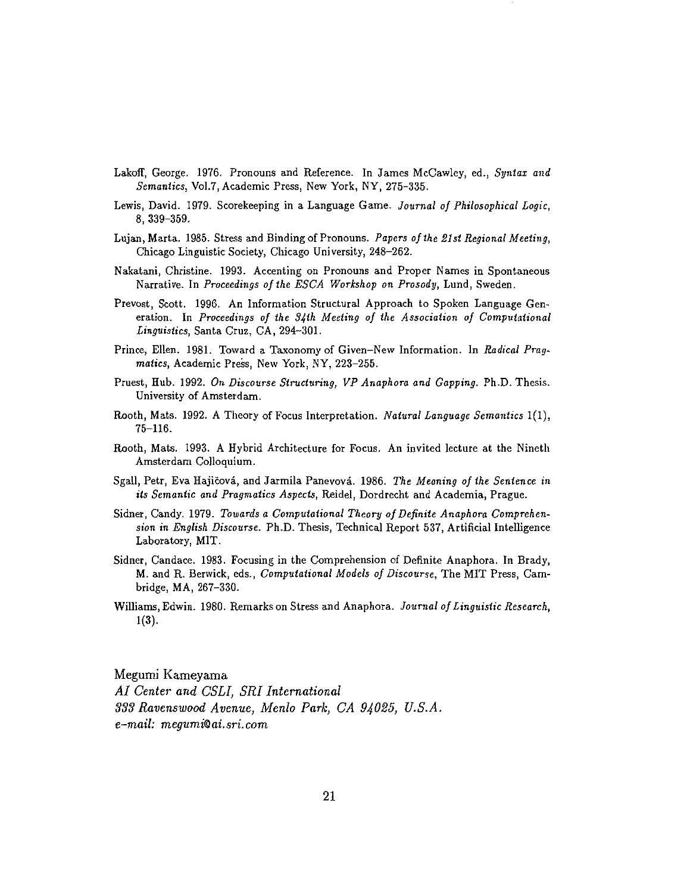Lakoff, George. 1976. Pronouns and Reference. In James McCawley, ed., *Syntax and Semantics*, Vol.7, Academic Press, New York, NY, 275–335.

Lewis, David. 1979. Scorekeeping in a Language Game. *Journal of Philosophical Logic*, 8, 339–359.

Lujan, Marta. 1985. Stress and Binding of Pronouns. *Papers of the 21st Regional Meeting*, Chicago Linguistic Society, Chicago University, 248–262.

Nakatani, Christine. 1993. Accenting on Pronouns and Proper Names in Spontaneous Narrative. In *Proceedings of the ESCA Workshop on Prosody*, Lund, Sweden.

Prevost, Scott. 1996. An Information Structural Approach to Spoken Language Generation. In *Proceedings of the 34th Meeting of the Association of Computational Linguistics*, Santa Cruz, CA, 294–301.

Prince, Ellen. 1981. Toward a Taxonomy of Given–New Information. In *Radical Pragmatics*, Academic Press, New York, NY, 223–255.

Pruest, Hub. 1992. *On Discourse Structuring, VP Anaphora and Gapping*. Ph.D. Thesis. University of Amsterdam.

Rooth, Mats. 1992. A Theory of Focus Interpretation. *Natural Language Semantics* 1(1), 75–116.

Rooth, Mats. 1993. A Hybrid Architecture for Focus. An invited lecture at the Nineth Amsterdam Colloquium.

Sgall, Petr, Eva Hajičová, and Jarmila Panevová. 1986. *The Meaning of the Sentence in its Semantic and Pragmatics Aspects*, Reidel, Dordrecht and Academia, Prague.

Sidner, Candy. 1979. *Towards a Computational Theory of Definite Anaphora Comprehension in English Discourse*. Ph.D. Thesis, Technical Report 537, Artificial Intelligence Laboratory, MIT.

Sidner, Candace. 1983. Focusing in the Comprehension of Definite Anaphora. In Brady, M. and R. Berwick, eds., *Computational Models of Discourse*, The MIT Press, Cambridge, MA, 267–330.

Williams, Edwin. 1980. Remarks on Stress and Anaphora. *Journal of Linguistic Research*, 1(3).

Megumi Kameyama
*AI Center and CSLI, SRI International*
*333 Ravenswood Avenue, Menlo Park, CA 94025, U.S.A.*
*e-mail: megumi@ai.sri.com*